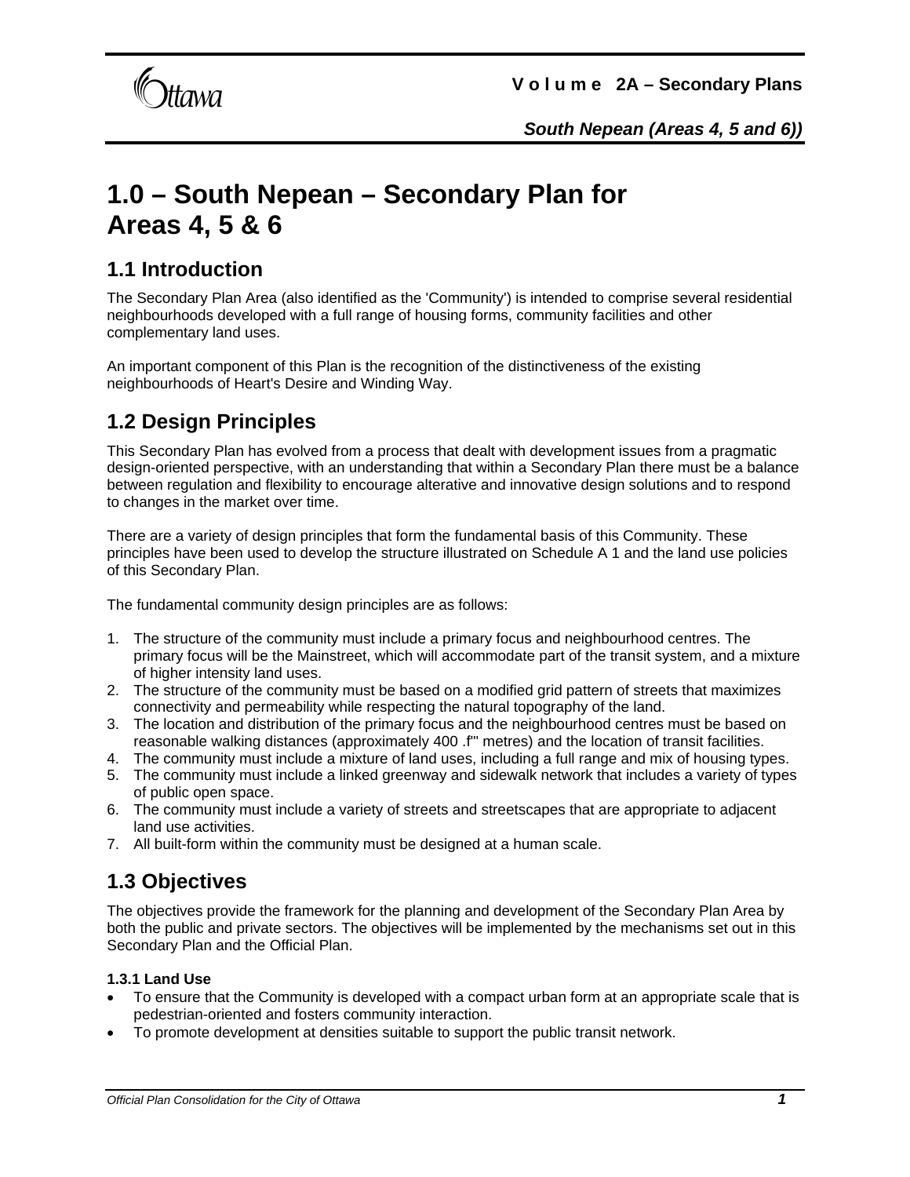# 1.0 – South Nepean – Secondary Plan for Areas 4, 5 & 6

## 1.1 Introduction

The Secondary Plan Area (also identified as the 'Community') is intended to comprise several residential neighbourhoods developed with a full range of housing forms, community facilities and other complementary land uses.

An important component of this Plan is the recognition of the distinctiveness of the existing neighbourhoods of Heart's Desire and Winding Way.

## 1.2 Design Principles

This Secondary Plan has evolved from a process that dealt with development issues from a pragmatic design-oriented perspective, with an understanding that within a Secondary Plan there must be a balance between regulation and flexibility to encourage alterative and innovative design solutions and to respond to changes in the market over time.

There are a variety of design principles that form the fundamental basis of this Community. These principles have been used to develop the structure illustrated on Schedule A 1 and the land use policies of this Secondary Plan.

The fundamental community design principles are as follows:

1. The structure of the community must include a primary focus and neighbourhood centres. The primary focus will be the Mainstreet, which will accommodate part of the transit system, and a mixture of higher intensity land uses.
2. The structure of the community must be based on a modified grid pattern of streets that maximizes connectivity and permeability while respecting the natural topography of the land.
3. The location and distribution of the primary focus and the neighbourhood centres must be based on reasonable walking distances (approximately 400 .f'" metres) and the location of transit facilities.
4. The community must include a mixture of land uses, including a full range and mix of housing types.
5. The community must include a linked greenway and sidewalk network that includes a variety of types of public open space.
6. The community must include a variety of streets and streetscapes that are appropriate to adjacent land use activities.
7. All built-form within the community must be designed at a human scale.

## 1.3 Objectives

The objectives provide the framework for the planning and development of the Secondary Plan Area by both the public and private sectors. The objectives will be implemented by the mechanisms set out in this Secondary Plan and the Official Plan.

#### 1.3.1 Land Use

- To ensure that the Community is developed with a compact urban form at an appropriate scale that is pedestrian-oriented and fosters community interaction.
- To promote development at densities suitable to support the public transit network.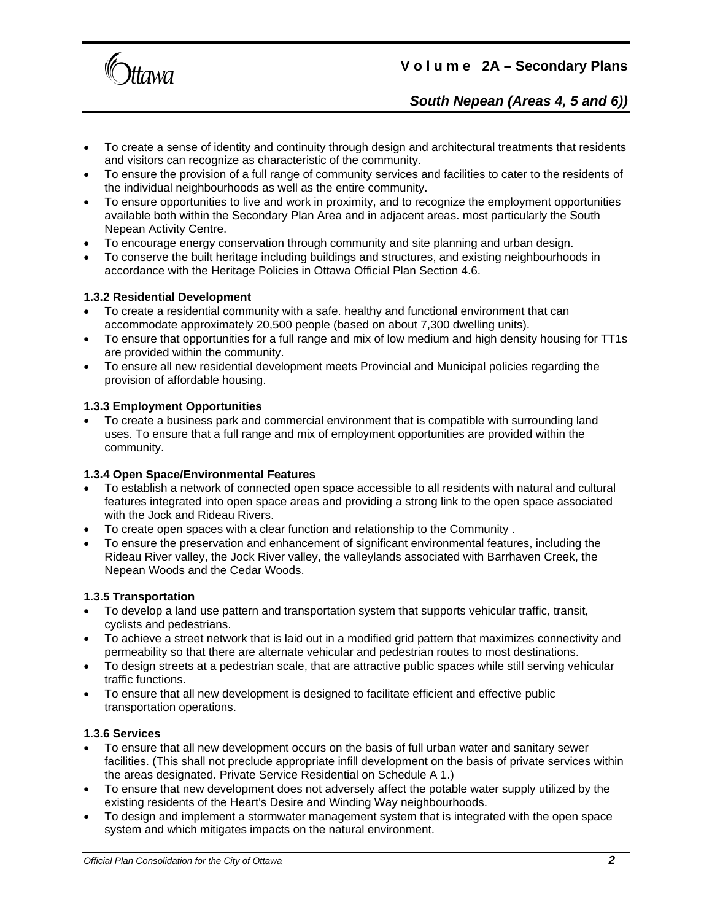- To create a sense of identity and continuity through design and architectural treatments that residents and visitors can recognize as characteristic of the community.
- To ensure the provision of a full range of community services and facilities to cater to the residents of the individual neighbourhoods as well as the entire community.
- To ensure opportunities to live and work in proximity, and to recognize the employment opportunities available both within the Secondary Plan Area and in adjacent areas. most particularly the South Nepean Activity Centre.
- To encourage energy conservation through community and site planning and urban design.
- To conserve the built heritage including buildings and structures, and existing neighbourhoods in accordance with the Heritage Policies in Ottawa Official Plan Section 4.6.

**1.3.2 Residential Development**

- To create a residential community with a safe. healthy and functional environment that can accommodate approximately 20,500 people (based on about 7,300 dwelling units).
- To ensure that opportunities for a full range and mix of low medium and high density housing for TT1s are provided within the community.
- To ensure all new residential development meets Provincial and Municipal policies regarding the provision of affordable housing.

**1.3.3 Employment Opportunities**

- To create a business park and commercial environment that is compatible with surrounding land uses. To ensure that a full range and mix of employment opportunities are provided within the community.

**1.3.4 Open Space/Environmental Features**

- To establish a network of connected open space accessible to all residents with natural and cultural features integrated into open space areas and providing a strong link to the open space associated with the Jock and Rideau Rivers.
- To create open spaces with a clear function and relationship to the Community .
- To ensure the preservation and enhancement of significant environmental features, including the Rideau River valley, the Jock River valley, the valleylands associated with Barrhaven Creek, the Nepean Woods and the Cedar Woods.

**1.3.5 Transportation**

- To develop a land use pattern and transportation system that supports vehicular traffic, transit, cyclists and pedestrians.
- To achieve a street network that is laid out in a modified grid pattern that maximizes connectivity and permeability so that there are alternate vehicular and pedestrian routes to most destinations.
- To design streets at a pedestrian scale, that are attractive public spaces while still serving vehicular traffic functions.
- To ensure that all new development is designed to facilitate efficient and effective public transportation operations.

**1.3.6 Services**

- To ensure that all new development occurs on the basis of full urban water and sanitary sewer facilities. (This shall not preclude appropriate infill development on the basis of private services within the areas designated. Private Service Residential on Schedule A 1.)
- To ensure that new development does not adversely affect the potable water supply utilized by the existing residents of the Heart's Desire and Winding Way neighbourhoods.
- To design and implement a stormwater management system that is integrated with the open space system and which mitigates impacts on the natural environment.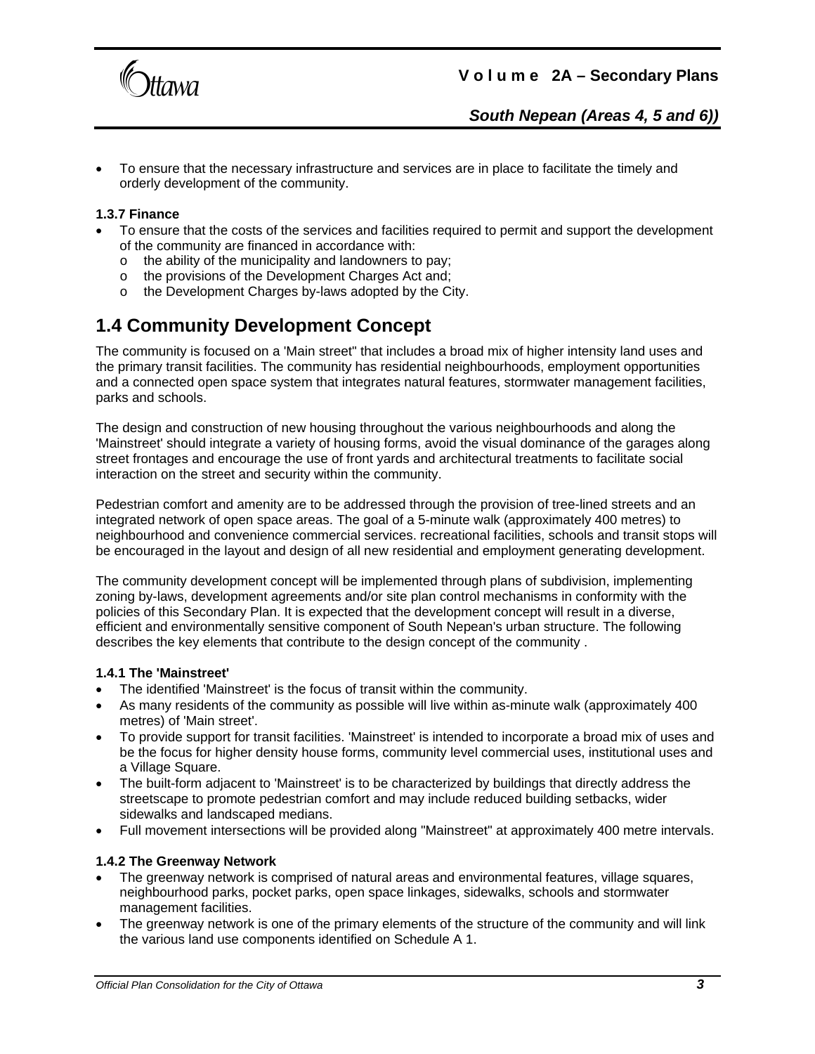- To ensure that the necessary infrastructure and services are in place to facilitate the timely and orderly development of the community.

#### 1.3.7 Finance

- To ensure that the costs of the services and facilities required to permit and support the development of the community are financed in accordance with:
  - o the ability of the municipality and landowners to pay;
  - o the provisions of the Development Charges Act and;
  - o the Development Charges by-laws adopted by the City.

## 1.4 Community Development Concept

The community is focused on a 'Main street" that includes a broad mix of higher intensity land uses and the primary transit facilities. The community has residential neighbourhoods, employment opportunities and a connected open space system that integrates natural features, stormwater management facilities, parks and schools.

The design and construction of new housing throughout the various neighbourhoods and along the 'Mainstreet' should integrate a variety of housing forms, avoid the visual dominance of the garages along street frontages and encourage the use of front yards and architectural treatments to facilitate social interaction on the street and security within the community.

Pedestrian comfort and amenity are to be addressed through the provision of tree-lined streets and an integrated network of open space areas. The goal of a 5-minute walk (approximately 400 metres) to neighbourhood and convenience commercial services. recreational facilities, schools and transit stops will be encouraged in the layout and design of all new residential and employment generating development.

The community development concept will be implemented through plans of subdivision, implementing zoning by-laws, development agreements and/or site plan control mechanisms in conformity with the policies of this Secondary Plan. It is expected that the development concept will result in a diverse, efficient and environmentally sensitive component of South Nepean's urban structure. The following describes the key elements that contribute to the design concept of the community .

#### 1.4.1 The 'Mainstreet'

- The identified 'Mainstreet' is the focus of transit within the community.
- As many residents of the community as possible will live within as-minute walk (approximately 400 metres) of 'Main street'.
- To provide support for transit facilities. 'Mainstreet' is intended to incorporate a broad mix of uses and be the focus for higher density house forms, community level commercial uses, institutional uses and a Village Square.
- The built-form adjacent to 'Mainstreet' is to be characterized by buildings that directly address the streetscape to promote pedestrian comfort and may include reduced building setbacks, wider sidewalks and landscaped medians.
- Full movement intersections will be provided along "Mainstreet" at approximately 400 metre intervals.

#### 1.4.2 The Greenway Network

- The greenway network is comprised of natural areas and environmental features, village squares, neighbourhood parks, pocket parks, open space linkages, sidewalks, schools and stormwater management facilities.
- The greenway network is one of the primary elements of the structure of the community and will link the various land use components identified on Schedule A 1.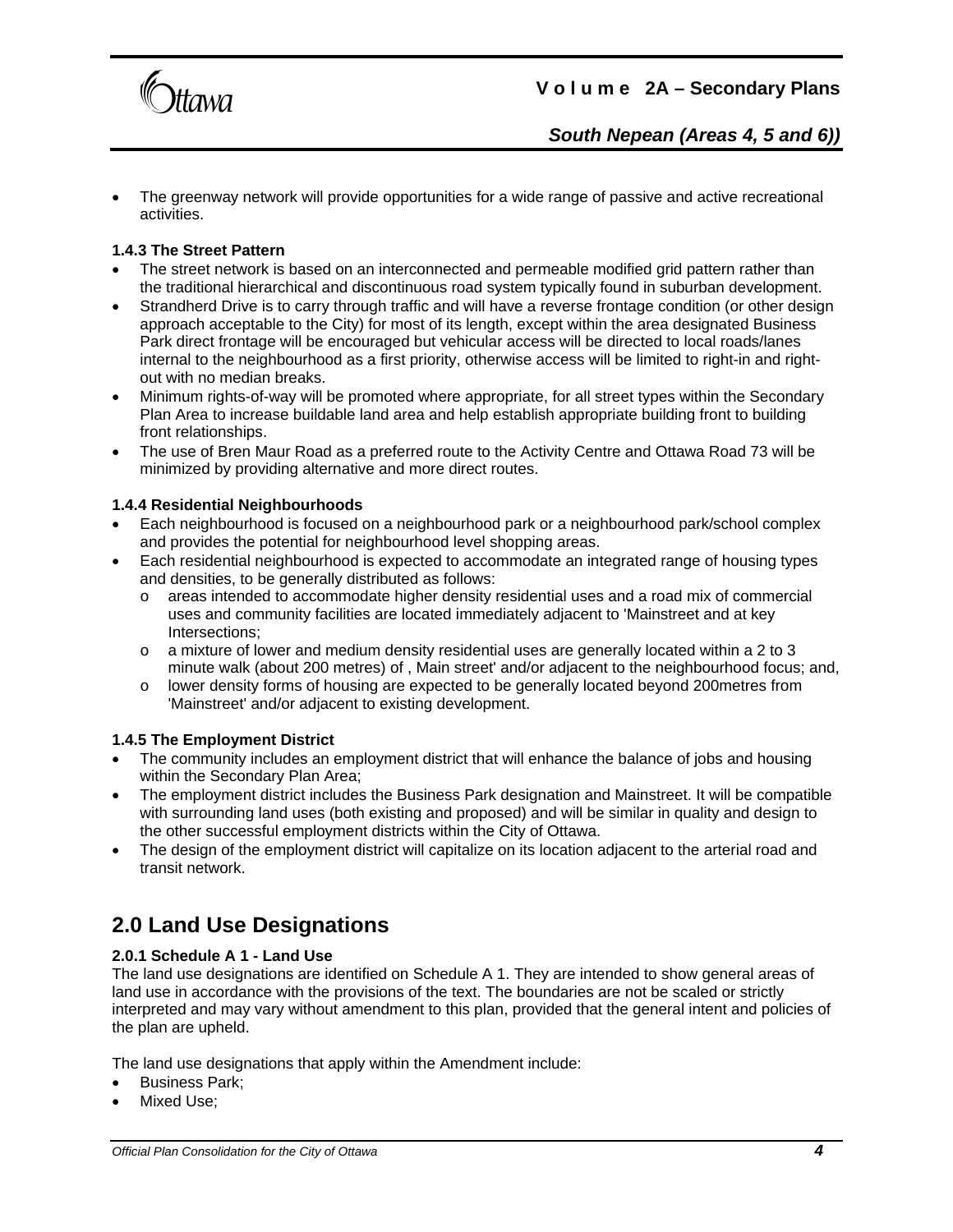- The greenway network will provide opportunities for a wide range of passive and active recreational activities.

#### 1.4.3 The Street Pattern

- The street network is based on an interconnected and permeable modified grid pattern rather than the traditional hierarchical and discontinuous road system typically found in suburban development.
- Strandherd Drive is to carry through traffic and will have a reverse frontage condition (or other design approach acceptable to the City) for most of its length, except within the area designated Business Park direct frontage will be encouraged but vehicular access will be directed to local roads/lanes internal to the neighbourhood as a first priority, otherwise access will be limited to right-in and right-out with no median breaks.
- Minimum rights-of-way will be promoted where appropriate, for all street types within the Secondary Plan Area to increase buildable land area and help establish appropriate building front to building front relationships.
- The use of Bren Maur Road as a preferred route to the Activity Centre and Ottawa Road 73 will be minimized by providing alternative and more direct routes.

#### 1.4.4 Residential Neighbourhoods

- Each neighbourhood is focused on a neighbourhood park or a neighbourhood park/school complex and provides the potential for neighbourhood level shopping areas.
- Each residential neighbourhood is expected to accommodate an integrated range of housing types and densities, to be generally distributed as follows:
  - areas intended to accommodate higher density residential uses and a road mix of commercial uses and community facilities are located immediately adjacent to 'Mainstreet and at key Intersections;
  - a mixture of lower and medium density residential uses are generally located within a 2 to 3 minute walk (about 200 metres) of , Main street' and/or adjacent to the neighbourhood focus; and,
  - lower density forms of housing are expected to be generally located beyond 200metres from 'Mainstreet' and/or adjacent to existing development.

#### 1.4.5 The Employment District

- The community includes an employment district that will enhance the balance of jobs and housing within the Secondary Plan Area;
- The employment district includes the Business Park designation and Mainstreet. It will be compatible with surrounding land uses (both existing and proposed) and will be similar in quality and design to the other successful employment districts within the City of Ottawa.
- The design of the employment district will capitalize on its location adjacent to the arterial road and transit network.

## 2.0 Land Use Designations

#### 2.0.1 Schedule A 1 - Land Use

The land use designations are identified on Schedule A 1. They are intended to show general areas of land use in accordance with the provisions of the text. The boundaries are not be scaled or strictly interpreted and may vary without amendment to this plan, provided that the general intent and policies of the plan are upheld.

The land use designations that apply within the Amendment include:

- Business Park;
- Mixed Use;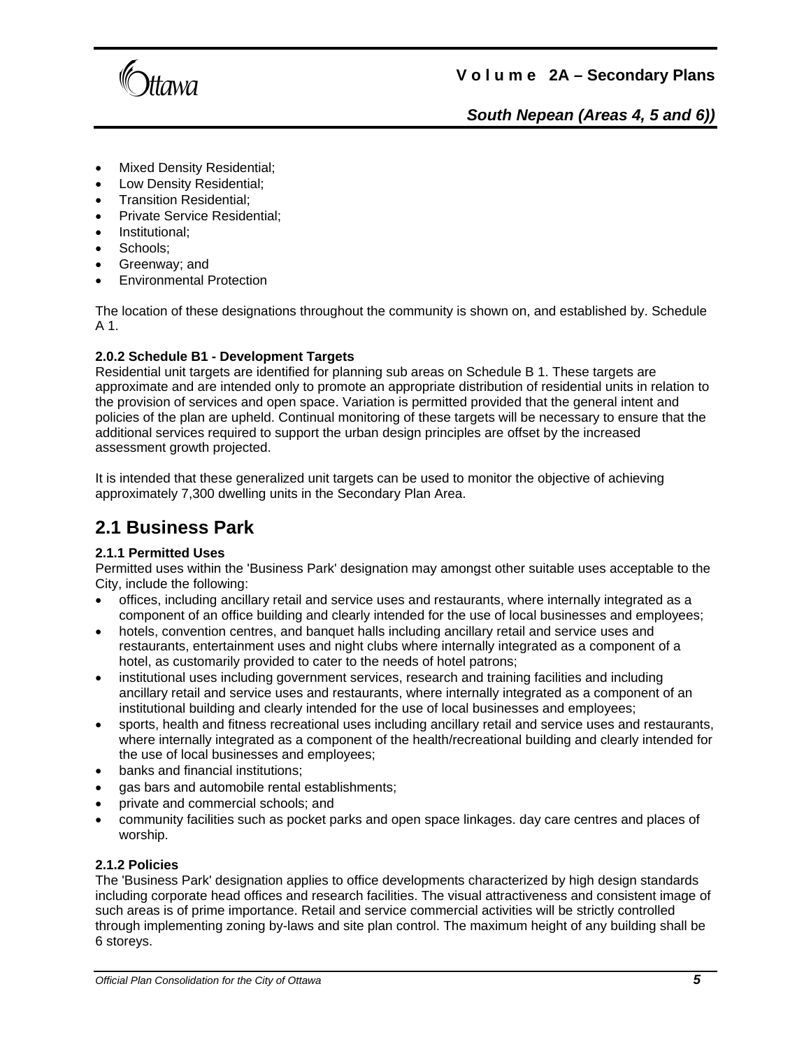- Mixed Density Residential;
- Low Density Residential;
- Transition Residential;
- Private Service Residential;
- Institutional;
- Schools;
- Greenway; and
- Environmental Protection

The location of these designations throughout the community is shown on, and established by. Schedule A 1.

**2.0.2 Schedule B1 - Development Targets**
Residential unit targets are identified for planning sub areas on Schedule B 1. These targets are approximate and are intended only to promote an appropriate distribution of residential units in relation to the provision of services and open space. Variation is permitted provided that the general intent and policies of the plan are upheld. Continual monitoring of these targets will be necessary to ensure that the additional services required to support the urban design principles are offset by the increased assessment growth projected.

It is intended that these generalized unit targets can be used to monitor the objective of achieving approximately 7,300 dwelling units in the Secondary Plan Area.

## 2.1 Business Park

**2.1.1 Permitted Uses**
Permitted uses within the 'Business Park' designation may amongst other suitable uses acceptable to the City, include the following:

- offices, including ancillary retail and service uses and restaurants, where internally integrated as a component of an office building and clearly intended for the use of local businesses and employees;
- hotels, convention centres, and banquet halls including ancillary retail and service uses and restaurants, entertainment uses and night clubs where internally integrated as a component of a hotel, as customarily provided to cater to the needs of hotel patrons;
- institutional uses including government services, research and training facilities and including ancillary retail and service uses and restaurants, where internally integrated as a component of an institutional building and clearly intended for the use of local businesses and employees;
- sports, health and fitness recreational uses including ancillary retail and service uses and restaurants, where internally integrated as a component of the health/recreational building and clearly intended for the use of local businesses and employees;
- banks and financial institutions;
- gas bars and automobile rental establishments;
- private and commercial schools; and
- community facilities such as pocket parks and open space linkages. day care centres and places of worship.

**2.1.2 Policies**
The 'Business Park' designation applies to office developments characterized by high design standards including corporate head offices and research facilities. The visual attractiveness and consistent image of such areas is of prime importance. Retail and service commercial activities will be strictly controlled through implementing zoning by-laws and site plan control. The maximum height of any building shall be 6 storeys.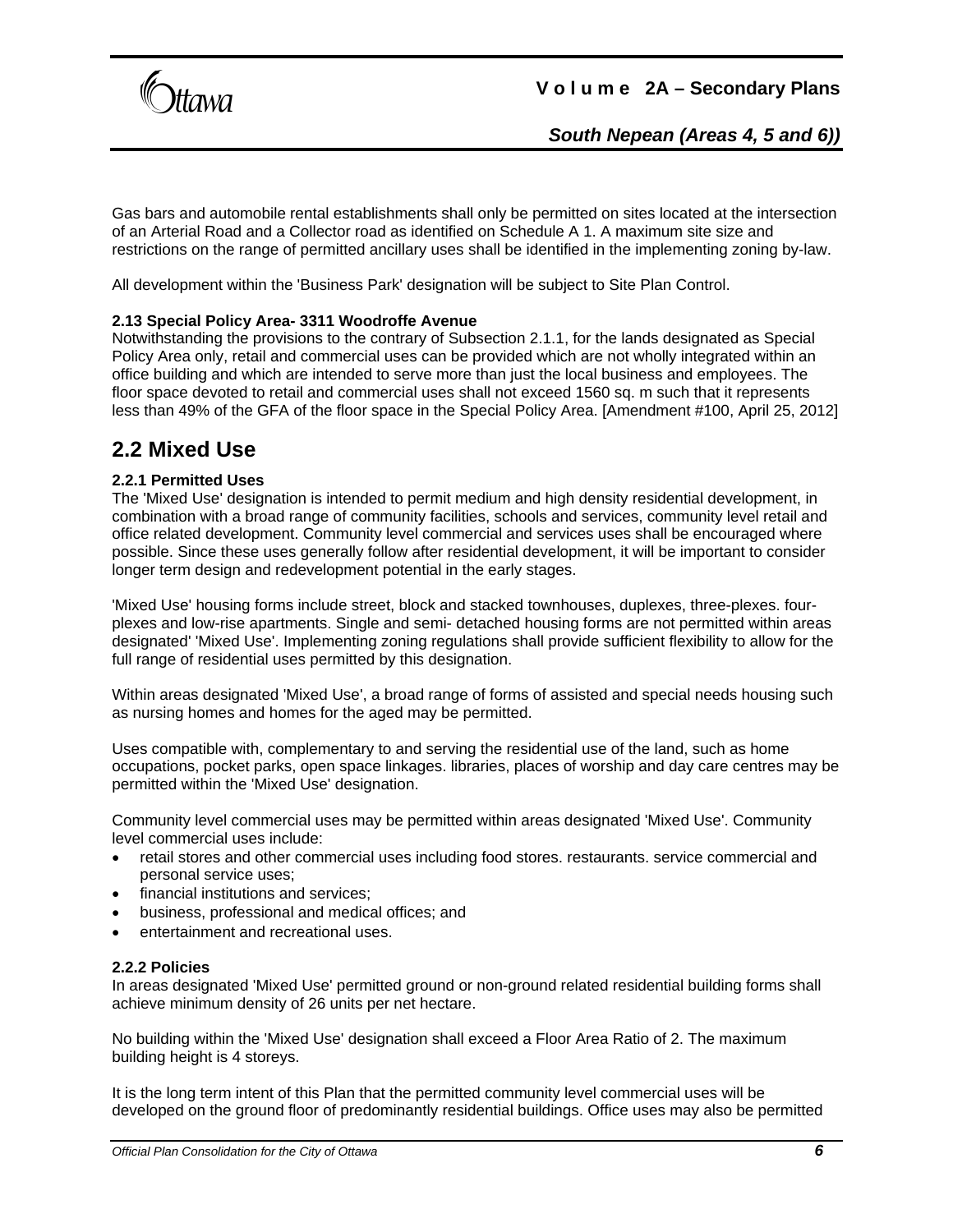Gas bars and automobile rental establishments shall only be permitted on sites located at the intersection of an Arterial Road and a Collector road as identified on Schedule A 1. A maximum site size and restrictions on the range of permitted ancillary uses shall be identified in the implementing zoning by-law.

All development within the 'Business Park' designation will be subject to Site Plan Control.

#### 2.13 Special Policy Area- 3311 Woodroffe Avenue

Notwithstanding the provisions to the contrary of Subsection 2.1.1, for the lands designated as Special Policy Area only, retail and commercial uses can be provided which are not wholly integrated within an office building and which are intended to serve more than just the local business and employees. The floor space devoted to retail and commercial uses shall not exceed 1560 sq. m such that it represents less than 49% of the GFA of the floor space in the Special Policy Area. [Amendment #100, April 25, 2012]

## 2.2 Mixed Use

#### 2.2.1 Permitted Uses

The 'Mixed Use' designation is intended to permit medium and high density residential development, in combination with a broad range of community facilities, schools and services, community level retail and office related development. Community level commercial and services uses shall be encouraged where possible. Since these uses generally follow after residential development, it will be important to consider longer term design and redevelopment potential in the early stages.

'Mixed Use' housing forms include street, block and stacked townhouses, duplexes, three-plexes. four-plexes and low-rise apartments. Single and semi- detached housing forms are not permitted within areas designated' 'Mixed Use'. Implementing zoning regulations shall provide sufficient flexibility to allow for the full range of residential uses permitted by this designation.

Within areas designated 'Mixed Use', a broad range of forms of assisted and special needs housing such as nursing homes and homes for the aged may be permitted.

Uses compatible with, complementary to and serving the residential use of the land, such as home occupations, pocket parks, open space linkages. libraries, places of worship and day care centres may be permitted within the 'Mixed Use' designation.

Community level commercial uses may be permitted within areas designated 'Mixed Use'. Community level commercial uses include:

- retail stores and other commercial uses including food stores. restaurants. service commercial and personal service uses;
- financial institutions and services;
- business, professional and medical offices; and
- entertainment and recreational uses.

#### 2.2.2 Policies

In areas designated 'Mixed Use' permitted ground or non-ground related residential building forms shall achieve minimum density of 26 units per net hectare.

No building within the 'Mixed Use' designation shall exceed a Floor Area Ratio of 2. The maximum building height is 4 storeys.

It is the long term intent of this Plan that the permitted community level commercial uses will be developed on the ground floor of predominantly residential buildings. Office uses may also be permitted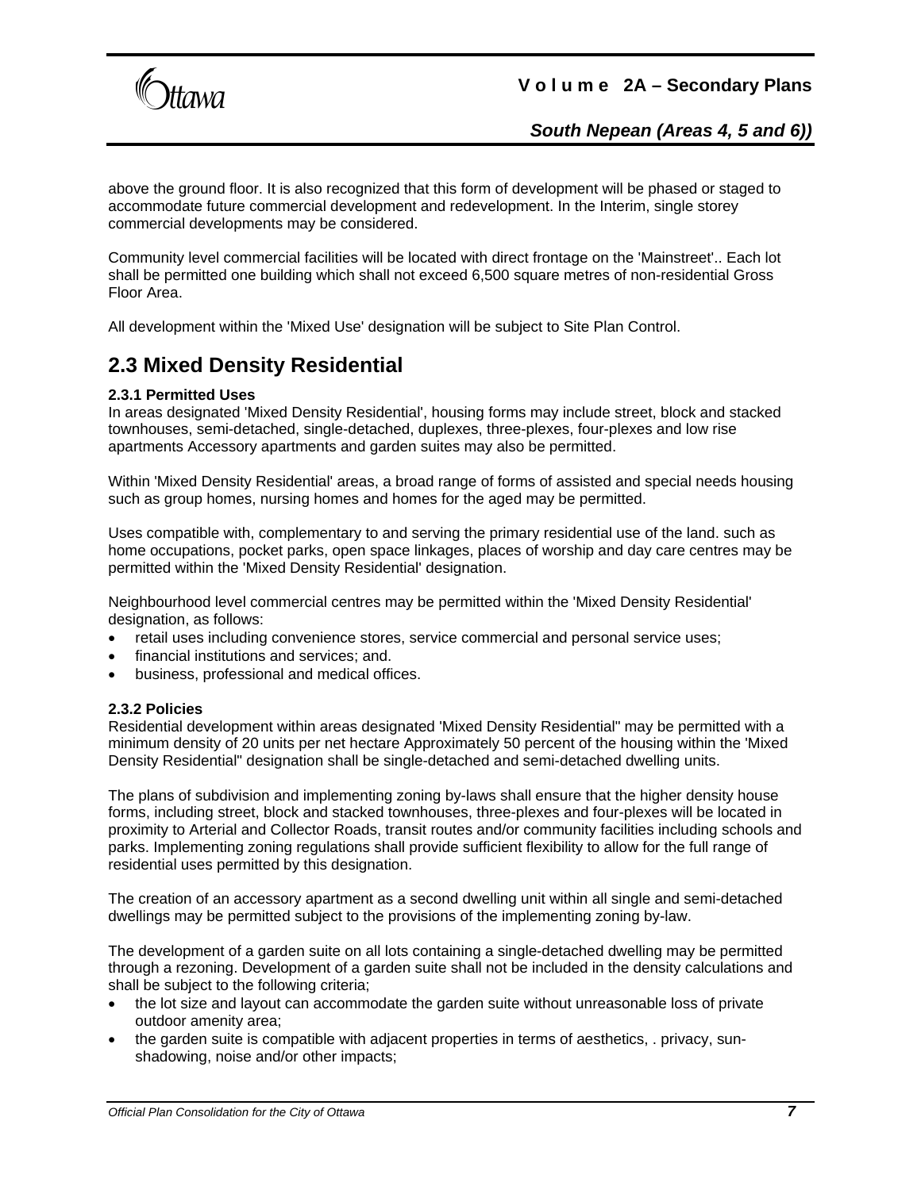above the ground floor. It is also recognized that this form of development will be phased or staged to accommodate future commercial development and redevelopment. In the Interim, single storey commercial developments may be considered.

Community level commercial facilities will be located with direct frontage on the 'Mainstreet'.. Each lot shall be permitted one building which shall not exceed 6,500 square metres of non-residential Gross Floor Area.

All development within the 'Mixed Use' designation will be subject to Site Plan Control.

## 2.3 Mixed Density Residential

#### 2.3.1 Permitted Uses

In areas designated 'Mixed Density Residential', housing forms may include street, block and stacked townhouses, semi-detached, single-detached, duplexes, three-plexes, four-plexes and low rise apartments Accessory apartments and garden suites may also be permitted.

Within 'Mixed Density Residential' areas, a broad range of forms of assisted and special needs housing such as group homes, nursing homes and homes for the aged may be permitted.

Uses compatible with, complementary to and serving the primary residential use of the land. such as home occupations, pocket parks, open space linkages, places of worship and day care centres may be permitted within the 'Mixed Density Residential' designation.

Neighbourhood level commercial centres may be permitted within the 'Mixed Density Residential' designation, as follows:

- retail uses including convenience stores, service commercial and personal service uses;
- financial institutions and services; and.
- business, professional and medical offices.

#### 2.3.2 Policies

Residential development within areas designated 'Mixed Density Residential" may be permitted with a minimum density of 20 units per net hectare Approximately 50 percent of the housing within the 'Mixed Density Residential" designation shall be single-detached and semi-detached dwelling units.

The plans of subdivision and implementing zoning by-laws shall ensure that the higher density house forms, including street, block and stacked townhouses, three-plexes and four-plexes will be located in proximity to Arterial and Collector Roads, transit routes and/or community facilities including schools and parks. Implementing zoning regulations shall provide sufficient flexibility to allow for the full range of residential uses permitted by this designation.

The creation of an accessory apartment as a second dwelling unit within all single and semi-detached dwellings may be permitted subject to the provisions of the implementing zoning by-law.

The development of a garden suite on all lots containing a single-detached dwelling may be permitted through a rezoning. Development of a garden suite shall not be included in the density calculations and shall be subject to the following criteria;

- the lot size and layout can accommodate the garden suite without unreasonable loss of private outdoor amenity area;
- the garden suite is compatible with adjacent properties in terms of aesthetics, . privacy, sun-shadowing, noise and/or other impacts;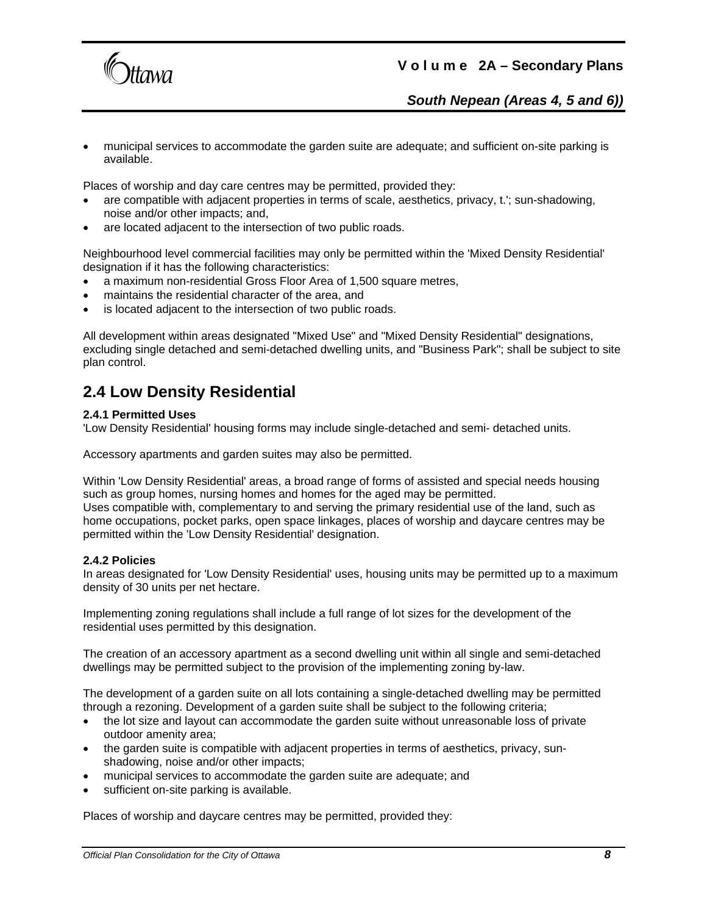- municipal services to accommodate the garden suite are adequate; and sufficient on-site parking is available.

Places of worship and day care centres may be permitted, provided they:

- are compatible with adjacent properties in terms of scale, aesthetics, privacy, t.'; sun-shadowing, noise and/or other impacts; and,
- are located adjacent to the intersection of two public roads.

Neighbourhood level commercial facilities may only be permitted within the 'Mixed Density Residential' designation if it has the following characteristics:

- a maximum non-residential Gross Floor Area of 1,500 square metres,
- maintains the residential character of the area, and
- is located adjacent to the intersection of two public roads.

All development within areas designated "Mixed Use" and "Mixed Density Residential" designations, excluding single detached and semi-detached dwelling units, and "Business Park"; shall be subject to site plan control.

## 2.4 Low Density Residential

#### 2.4.1 Permitted Uses

'Low Density Residential' housing forms may include single-detached and semi- detached units.

Accessory apartments and garden suites may also be permitted.

Within 'Low Density Residential' areas, a broad range of forms of assisted and special needs housing such as group homes, nursing homes and homes for the aged may be permitted.
Uses compatible with, complementary to and serving the primary residential use of the land, such as home occupations, pocket parks, open space linkages, places of worship and daycare centres may be permitted within the 'Low Density Residential' designation.

#### 2.4.2 Policies

In areas designated for 'Low Density Residential' uses, housing units may be permitted up to a maximum density of 30 units per net hectare.

Implementing zoning regulations shall include a full range of lot sizes for the development of the residential uses permitted by this designation.

The creation of an accessory apartment as a second dwelling unit within all single and semi-detached dwellings may be permitted subject to the provision of the implementing zoning by-law.

The development of a garden suite on all lots containing a single-detached dwelling may be permitted through a rezoning. Development of a garden suite shall be subject to the following criteria;

- the lot size and layout can accommodate the garden suite without unreasonable loss of private outdoor amenity area;
- the garden suite is compatible with adjacent properties in terms of aesthetics, privacy, sun-shadowing, noise and/or other impacts;
- municipal services to accommodate the garden suite are adequate; and
- sufficient on-site parking is available.

Places of worship and daycare centres may be permitted, provided they: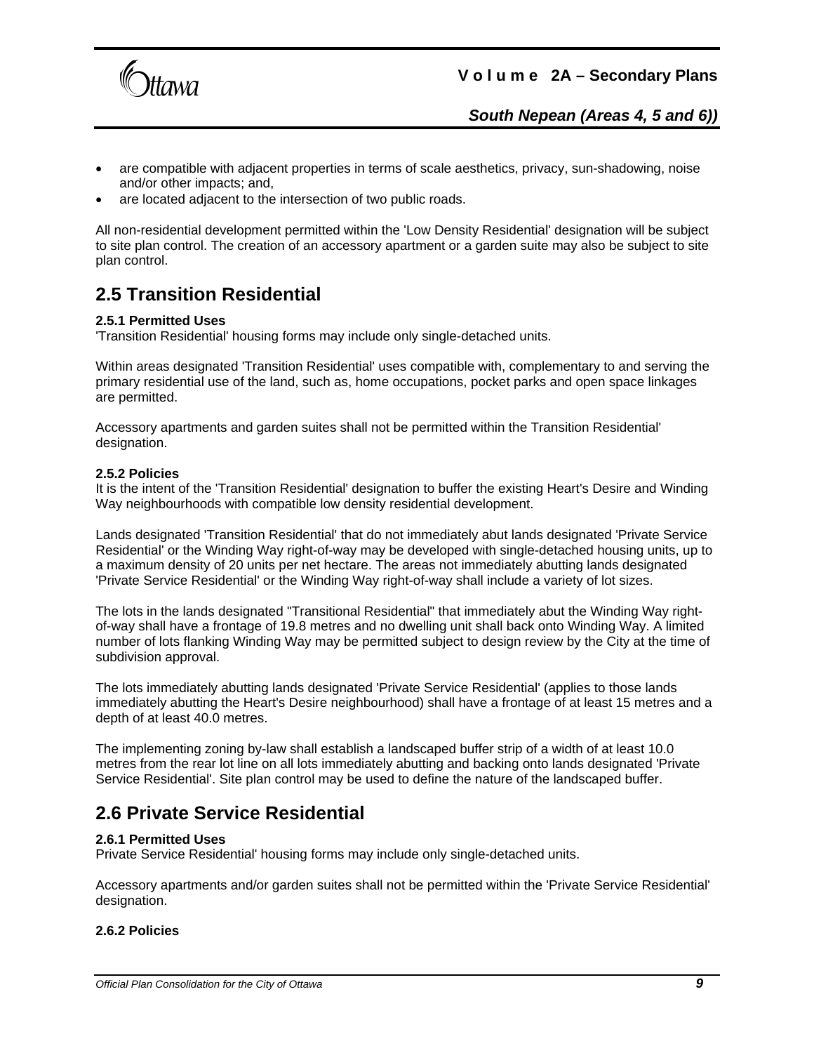- are compatible with adjacent properties in terms of scale aesthetics, privacy, sun-shadowing, noise and/or other impacts; and,
- are located adjacent to the intersection of two public roads.

All non-residential development permitted within the 'Low Density Residential' designation will be subject to site plan control. The creation of an accessory apartment or a garden suite may also be subject to site plan control.

## 2.5 Transition Residential

**2.5.1 Permitted Uses**
'Transition Residential' housing forms may include only single-detached units.

Within areas designated 'Transition Residential' uses compatible with, complementary to and serving the primary residential use of the land, such as, home occupations, pocket parks and open space linkages are permitted.

Accessory apartments and garden suites shall not be permitted within the Transition Residential' designation.

**2.5.2 Policies**
It is the intent of the 'Transition Residential' designation to buffer the existing Heart's Desire and Winding Way neighbourhoods with compatible low density residential development.

Lands designated 'Transition Residential' that do not immediately abut lands designated 'Private Service Residential' or the Winding Way right-of-way may be developed with single-detached housing units, up to a maximum density of 20 units per net hectare. The areas not immediately abutting lands designated 'Private Service Residential' or the Winding Way right-of-way shall include a variety of lot sizes.

The lots in the lands designated "Transitional Residential" that immediately abut the Winding Way right-of-way shall have a frontage of 19.8 metres and no dwelling unit shall back onto Winding Way. A limited number of lots flanking Winding Way may be permitted subject to design review by the City at the time of subdivision approval.

The lots immediately abutting lands designated 'Private Service Residential' (applies to those lands immediately abutting the Heart's Desire neighbourhood) shall have a frontage of at least 15 metres and a depth of at least 40.0 metres.

The implementing zoning by-law shall establish a landscaped buffer strip of a width of at least 10.0 metres from the rear lot line on all lots immediately abutting and backing onto lands designated 'Private Service Residential'. Site plan control may be used to define the nature of the landscaped buffer.

## 2.6 Private Service Residential

**2.6.1 Permitted Uses**
Private Service Residential' housing forms may include only single-detached units.

Accessory apartments and/or garden suites shall not be permitted within the 'Private Service Residential' designation.

**2.6.2 Policies**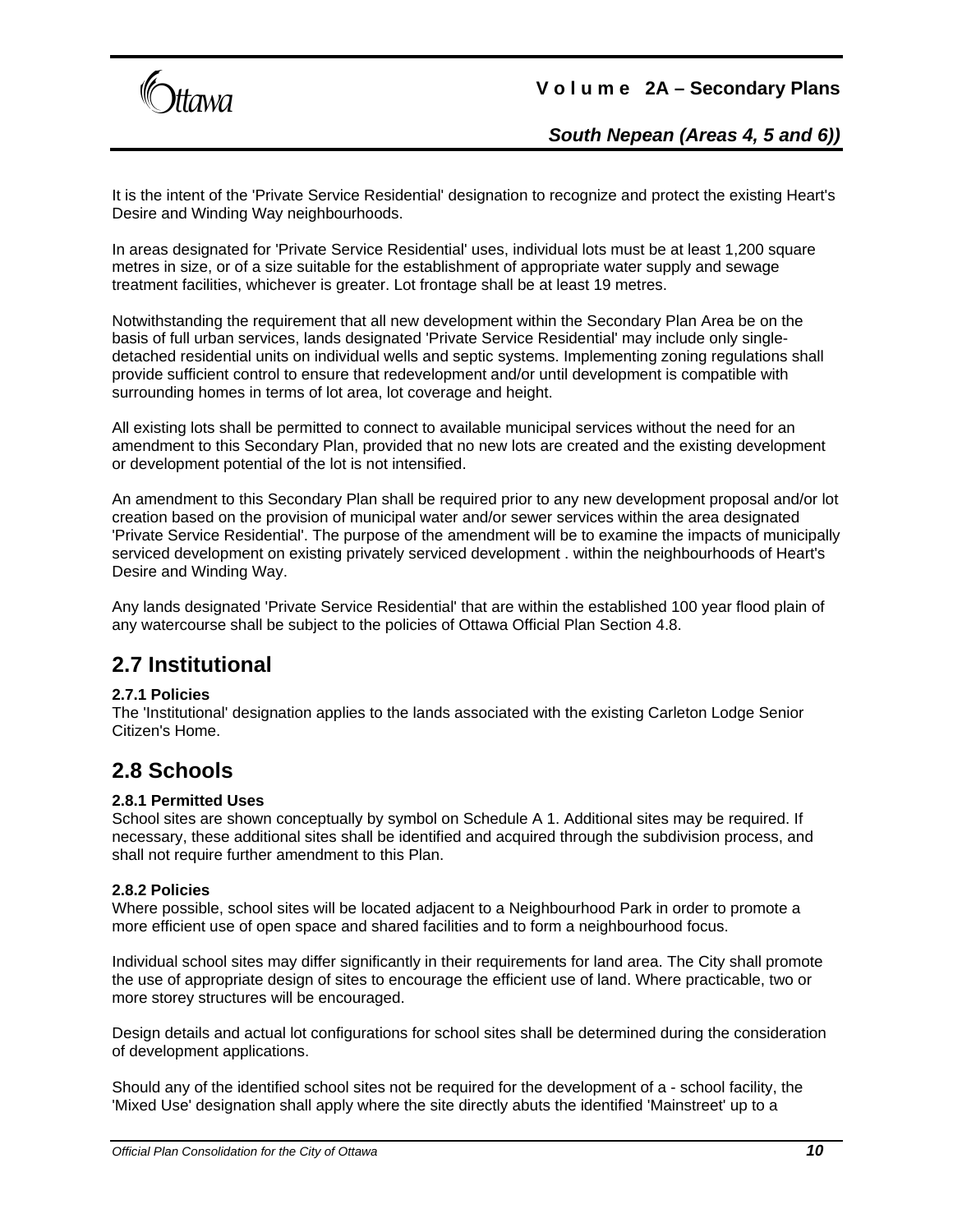It is the intent of the 'Private Service Residential' designation to recognize and protect the existing Heart's Desire and Winding Way neighbourhoods.

In areas designated for 'Private Service Residential' uses, individual lots must be at least 1,200 square metres in size, or of a size suitable for the establishment of appropriate water supply and sewage treatment facilities, whichever is greater. Lot frontage shall be at least 19 metres.

Notwithstanding the requirement that all new development within the Secondary Plan Area be on the basis of full urban services, lands designated 'Private Service Residential' may include only single-detached residential units on individual wells and septic systems. Implementing zoning regulations shall provide sufficient control to ensure that redevelopment and/or until development is compatible with surrounding homes in terms of lot area, lot coverage and height.

All existing lots shall be permitted to connect to available municipal services without the need for an amendment to this Secondary Plan, provided that no new lots are created and the existing development or development potential of the lot is not intensified.

An amendment to this Secondary Plan shall be required prior to any new development proposal and/or lot creation based on the provision of municipal water and/or sewer services within the area designated 'Private Service Residential'. The purpose of the amendment will be to examine the impacts of municipally serviced development on existing privately serviced development . within the neighbourhoods of Heart's Desire and Winding Way.

Any lands designated 'Private Service Residential' that are within the established 100 year flood plain of any watercourse shall be subject to the policies of Ottawa Official Plan Section 4.8.

## 2.7 Institutional

#### 2.7.1 Policies

The 'Institutional' designation applies to the lands associated with the existing Carleton Lodge Senior Citizen's Home.

## 2.8 Schools

#### 2.8.1 Permitted Uses

School sites are shown conceptually by symbol on Schedule A 1. Additional sites may be required. If necessary, these additional sites shall be identified and acquired through the subdivision process, and shall not require further amendment to this Plan.

#### 2.8.2 Policies

Where possible, school sites will be located adjacent to a Neighbourhood Park in order to promote a more efficient use of open space and shared facilities and to form a neighbourhood focus.

Individual school sites may differ significantly in their requirements for land area. The City shall promote the use of appropriate design of sites to encourage the efficient use of land. Where practicable, two or more storey structures will be encouraged.

Design details and actual lot configurations for school sites shall be determined during the consideration of development applications.

Should any of the identified school sites not be required for the development of a - school facility, the 'Mixed Use' designation shall apply where the site directly abuts the identified 'Mainstreet' up to a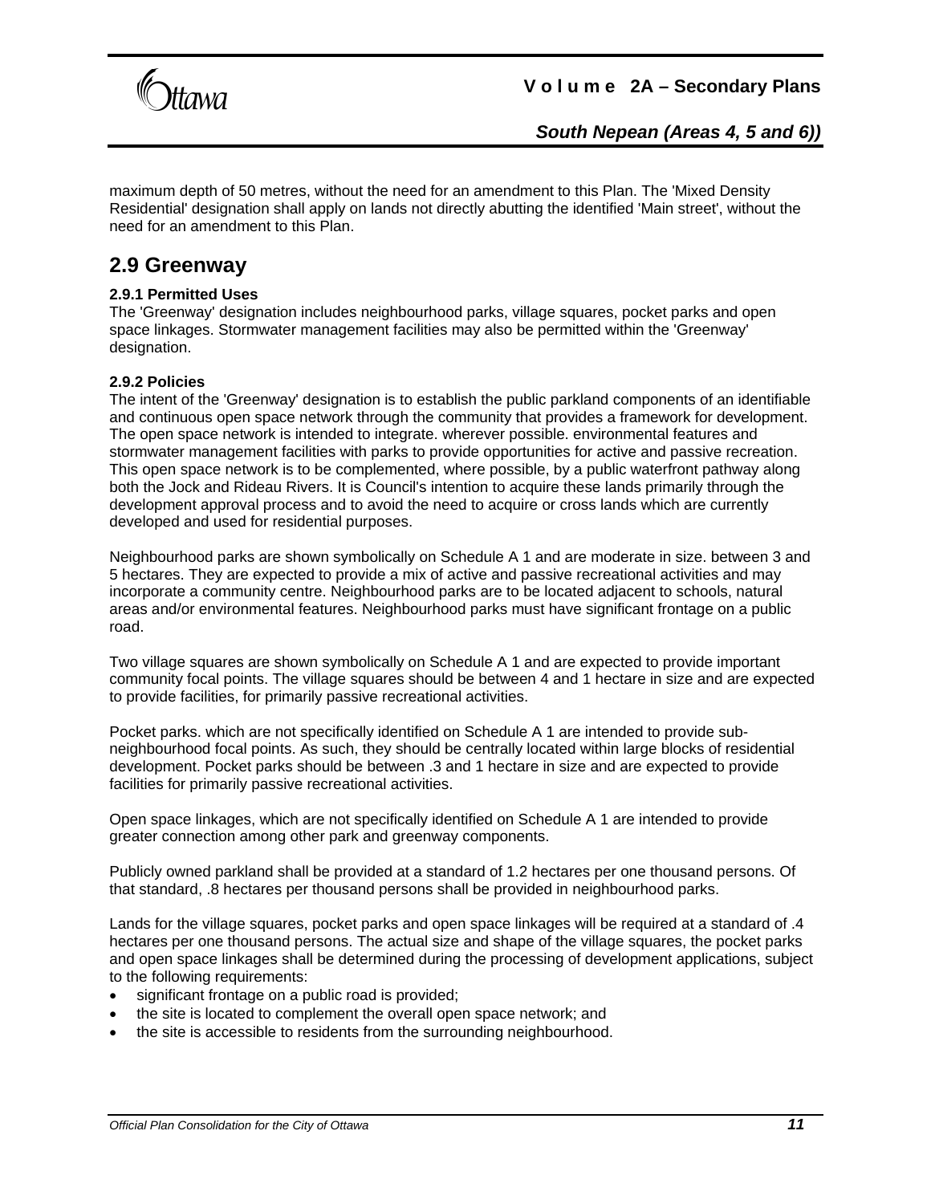maximum depth of 50 metres, without the need for an amendment to this Plan. The 'Mixed Density Residential' designation shall apply on lands not directly abutting the identified 'Main street', without the need for an amendment to this Plan.

## 2.9 Greenway

**2.9.1 Permitted Uses**

The 'Greenway' designation includes neighbourhood parks, village squares, pocket parks and open space linkages. Stormwater management facilities may also be permitted within the 'Greenway' designation.

**2.9.2 Policies**

The intent of the 'Greenway' designation is to establish the public parkland components of an identifiable and continuous open space network through the community that provides a framework for development. The open space network is intended to integrate. wherever possible. environmental features and stormwater management facilities with parks to provide opportunities for active and passive recreation. This open space network is to be complemented, where possible, by a public waterfront pathway along both the Jock and Rideau Rivers. It is Council's intention to acquire these lands primarily through the development approval process and to avoid the need to acquire or cross lands which are currently developed and used for residential purposes.

Neighbourhood parks are shown symbolically on Schedule A 1 and are moderate in size. between 3 and 5 hectares. They are expected to provide a mix of active and passive recreational activities and may incorporate a community centre. Neighbourhood parks are to be located adjacent to schools, natural areas and/or environmental features. Neighbourhood parks must have significant frontage on a public road.

Two village squares are shown symbolically on Schedule A 1 and are expected to provide important community focal points. The village squares should be between 4 and 1 hectare in size and are expected to provide facilities, for primarily passive recreational activities.

Pocket parks. which are not specifically identified on Schedule A 1 are intended to provide sub-neighbourhood focal points. As such, they should be centrally located within large blocks of residential development. Pocket parks should be between .3 and 1 hectare in size and are expected to provide facilities for primarily passive recreational activities.

Open space linkages, which are not specifically identified on Schedule A 1 are intended to provide greater connection among other park and greenway components.

Publicly owned parkland shall be provided at a standard of 1.2 hectares per one thousand persons. Of that standard, .8 hectares per thousand persons shall be provided in neighbourhood parks.

Lands for the village squares, pocket parks and open space linkages will be required at a standard of .4 hectares per one thousand persons. The actual size and shape of the village squares, the pocket parks and open space linkages shall be determined during the processing of development applications, subject to the following requirements:

- significant frontage on a public road is provided;
- the site is located to complement the overall open space network; and
- the site is accessible to residents from the surrounding neighbourhood.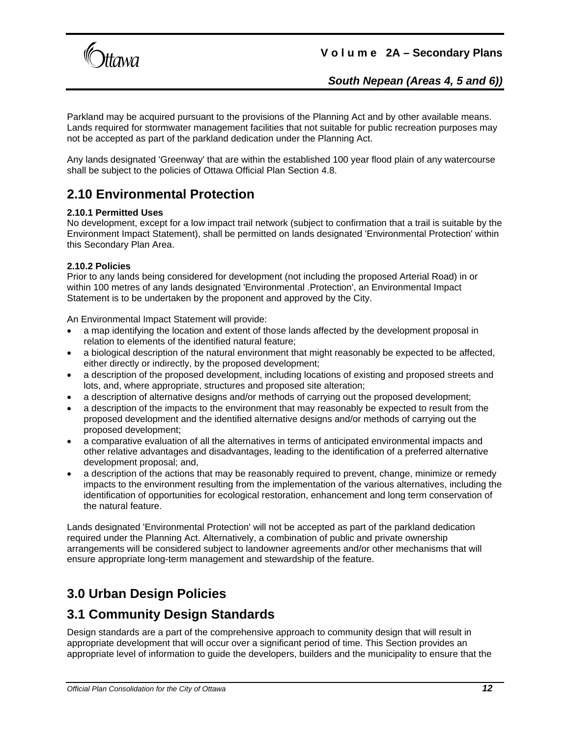Parkland may be acquired pursuant to the provisions of the Planning Act and by other available means. Lands required for stormwater management facilities that not suitable for public recreation purposes may not be accepted as part of the parkland dedication under the Planning Act.

Any lands designated 'Greenway' that are within the established 100 year flood plain of any watercourse shall be subject to the policies of Ottawa Official Plan Section 4.8.

## 2.10 Environmental Protection

**2.10.1 Permitted Uses**

No development, except for a low impact trail network (subject to confirmation that a trail is suitable by the Environment Impact Statement), shall be permitted on lands designated 'Environmental Protection' within this Secondary Plan Area.

**2.10.2 Policies**

Prior to any lands being considered for development (not including the proposed Arterial Road) in or within 100 metres of any lands designated 'Environmental .Protection', an Environmental Impact Statement is to be undertaken by the proponent and approved by the City.

An Environmental Impact Statement will provide:

- a map identifying the location and extent of those lands affected by the development proposal in relation to elements of the identified natural feature;
- a biological description of the natural environment that might reasonably be expected to be affected, either directly or indirectly, by the proposed development;
- a description of the proposed development, including locations of existing and proposed streets and lots, and, where appropriate, structures and proposed site alteration;
- a description of alternative designs and/or methods of carrying out the proposed development;
- a description of the impacts to the environment that may reasonably be expected to result from the proposed development and the identified alternative designs and/or methods of carrying out the proposed development;
- a comparative evaluation of all the alternatives in terms of anticipated environmental impacts and other relative advantages and disadvantages, leading to the identification of a preferred alternative development proposal; and,
- a description of the actions that may be reasonably required to prevent, change, minimize or remedy impacts to the environment resulting from the implementation of the various alternatives, including the identification of opportunities for ecological restoration, enhancement and long term conservation of the natural feature.

Lands designated 'Environmental Protection' will not be accepted as part of the parkland dedication required under the Planning Act. Alternatively, a combination of public and private ownership arrangements will be considered subject to landowner agreements and/or other mechanisms that will ensure appropriate long-term management and stewardship of the feature.

# 3.0 Urban Design Policies

## 3.1 Community Design Standards

Design standards are a part of the comprehensive approach to community design that will result in appropriate development that will occur over a significant period of time. This Section provides an appropriate level of information to guide the developers, builders and the municipality to ensure that the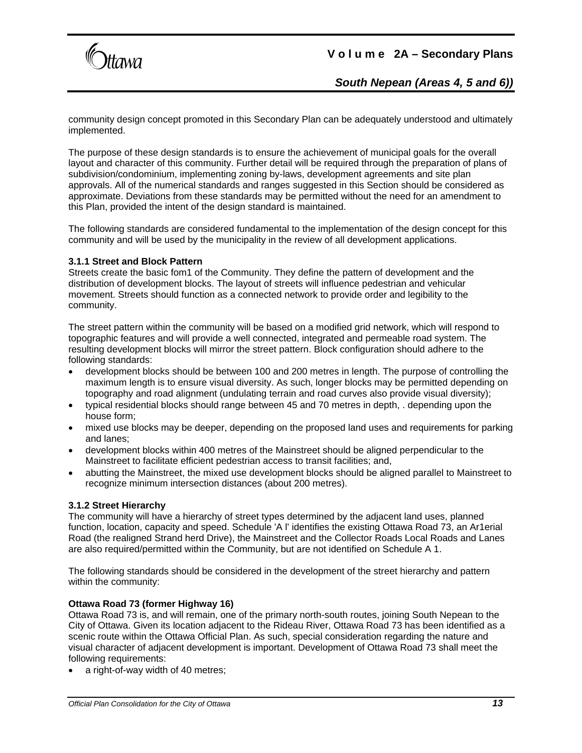community design concept promoted in this Secondary Plan can be adequately understood and ultimately implemented.

The purpose of these design standards is to ensure the achievement of municipal goals for the overall layout and character of this community. Further detail will be required through the preparation of plans of subdivision/condominium, implementing zoning by-laws, development agreements and site plan approvals. All of the numerical standards and ranges suggested in this Section should be considered as approximate. Deviations from these standards may be permitted without the need for an amendment to this Plan, provided the intent of the design standard is maintained.

The following standards are considered fundamental to the implementation of the design concept for this community and will be used by the municipality in the review of all development applications.

**3.1.1 Street and Block Pattern**

Streets create the basic fom1 of the Community. They define the pattern of development and the distribution of development blocks. The layout of streets will influence pedestrian and vehicular movement. Streets should function as a connected network to provide order and legibility to the community.

The street pattern within the community will be based on a modified grid network, which will respond to topographic features and will provide a well connected, integrated and permeable road system. The resulting development blocks will mirror the street pattern. Block configuration should adhere to the following standards:

- development blocks should be between 100 and 200 metres in length. The purpose of controlling the maximum length is to ensure visual diversity. As such, longer blocks may be permitted depending on topography and road alignment (undulating terrain and road curves also provide visual diversity);
- typical residential blocks should range between 45 and 70 metres in depth, . depending upon the house form;
- mixed use blocks may be deeper, depending on the proposed land uses and requirements for parking and lanes;
- development blocks within 400 metres of the Mainstreet should be aligned perpendicular to the Mainstreet to facilitate efficient pedestrian access to transit facilities; and,
- abutting the Mainstreet, the mixed use development blocks should be aligned parallel to Mainstreet to recognize minimum intersection distances (about 200 metres).

**3.1.2 Street Hierarchy**

The community will have a hierarchy of street types determined by the adjacent land uses, planned function, location, capacity and speed. Schedule 'A l' identifies the existing Ottawa Road 73, an Ar1erial Road (the realigned Strand herd Drive), the Mainstreet and the Collector Roads Local Roads and Lanes are also required/permitted within the Community, but are not identified on Schedule A 1.

The following standards should be considered in the development of the street hierarchy and pattern within the community:

**Ottawa Road 73 (former Highway 16)**

Ottawa Road 73 is, and will remain, one of the primary north-south routes, joining South Nepean to the City of Ottawa. Given its location adjacent to the Rideau River, Ottawa Road 73 has been identified as a scenic route within the Ottawa Official Plan. As such, special consideration regarding the nature and visual character of adjacent development is important. Development of Ottawa Road 73 shall meet the following requirements:

- a right-of-way width of 40 metres;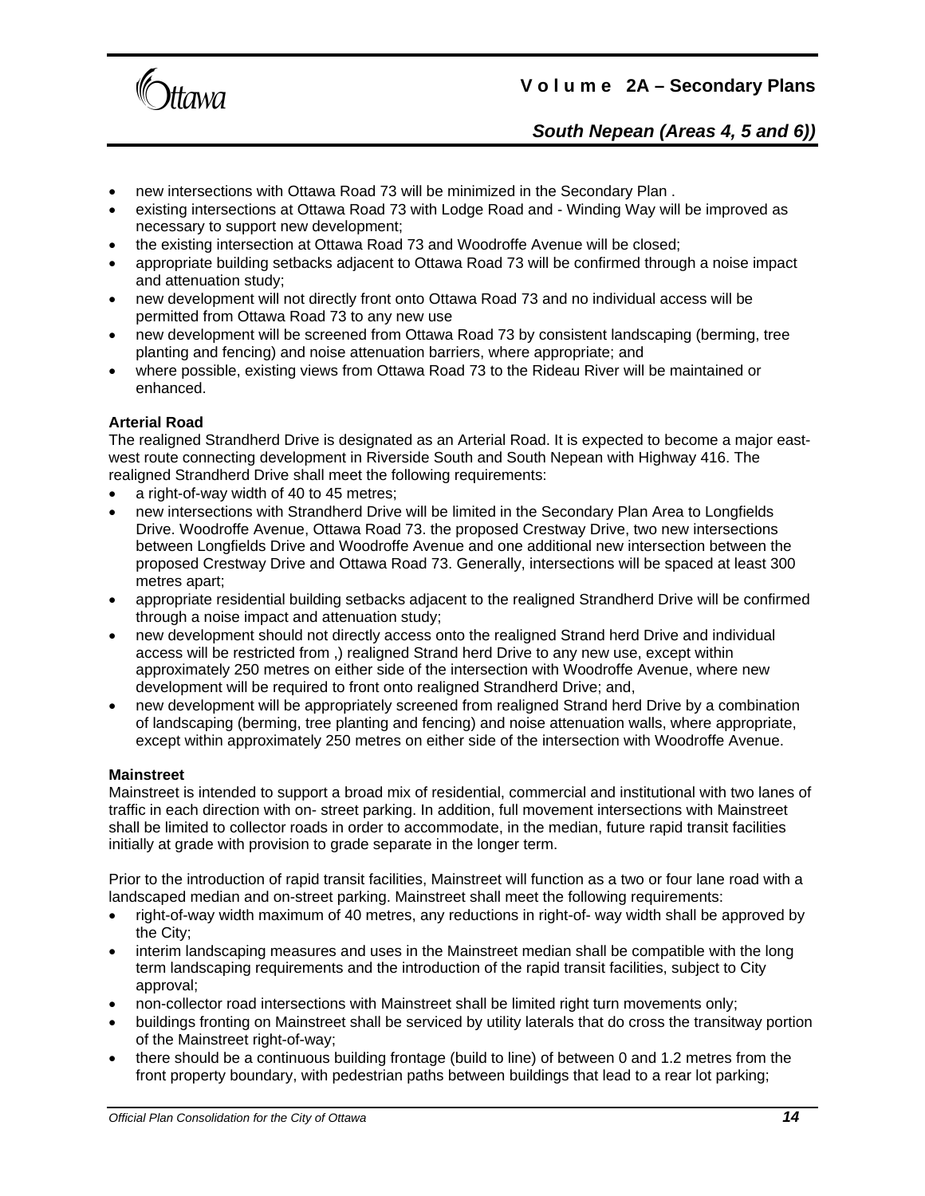- new intersections with Ottawa Road 73 will be minimized in the Secondary Plan .
- existing intersections at Ottawa Road 73 with Lodge Road and - Winding Way will be improved as necessary to support new development;
- the existing intersection at Ottawa Road 73 and Woodroffe Avenue will be closed;
- appropriate building setbacks adjacent to Ottawa Road 73 will be confirmed through a noise impact and attenuation study;
- new development will not directly front onto Ottawa Road 73 and no individual access will be permitted from Ottawa Road 73 to any new use
- new development will be screened from Ottawa Road 73 by consistent landscaping (berming, tree planting and fencing) and noise attenuation barriers, where appropriate; and
- where possible, existing views from Ottawa Road 73 to the Rideau River will be maintained or enhanced.

**Arterial Road**

The realigned Strandherd Drive is designated as an Arterial Road. It is expected to become a major east-west route connecting development in Riverside South and South Nepean with Highway 416. The realigned Strandherd Drive shall meet the following requirements:

- a right-of-way width of 40 to 45 metres;
- new intersections with Strandherd Drive will be limited in the Secondary Plan Area to Longfields Drive. Woodroffe Avenue, Ottawa Road 73. the proposed Crestway Drive, two new intersections between Longfields Drive and Woodroffe Avenue and one additional new intersection between the proposed Crestway Drive and Ottawa Road 73. Generally, intersections will be spaced at least 300 metres apart;
- appropriate residential building setbacks adjacent to the realigned Strandherd Drive will be confirmed through a noise impact and attenuation study;
- new development should not directly access onto the realigned Strand herd Drive and individual access will be restricted from ,) realigned Strand herd Drive to any new use, except within approximately 250 metres on either side of the intersection with Woodroffe Avenue, where new development will be required to front onto realigned Strandherd Drive; and,
- new development will be appropriately screened from realigned Strand herd Drive by a combination of landscaping (berming, tree planting and fencing) and noise attenuation walls, where appropriate, except within approximately 250 metres on either side of the intersection with Woodroffe Avenue.

**Mainstreet**

Mainstreet is intended to support a broad mix of residential, commercial and institutional with two lanes of traffic in each direction with on- street parking. In addition, full movement intersections with Mainstreet shall be limited to collector roads in order to accommodate, in the median, future rapid transit facilities initially at grade with provision to grade separate in the longer term.

Prior to the introduction of rapid transit facilities, Mainstreet will function as a two or four lane road with a landscaped median and on-street parking. Mainstreet shall meet the following requirements:

- right-of-way width maximum of 40 metres, any reductions in right-of- way width shall be approved by the City;
- interim landscaping measures and uses in the Mainstreet median shall be compatible with the long term landscaping requirements and the introduction of the rapid transit facilities, subject to City approval;
- non-collector road intersections with Mainstreet shall be limited right turn movements only;
- buildings fronting on Mainstreet shall be serviced by utility laterals that do cross the transitway portion of the Mainstreet right-of-way;
- there should be a continuous building frontage (build to line) of between 0 and 1.2 metres from the front property boundary, with pedestrian paths between buildings that lead to a rear lot parking;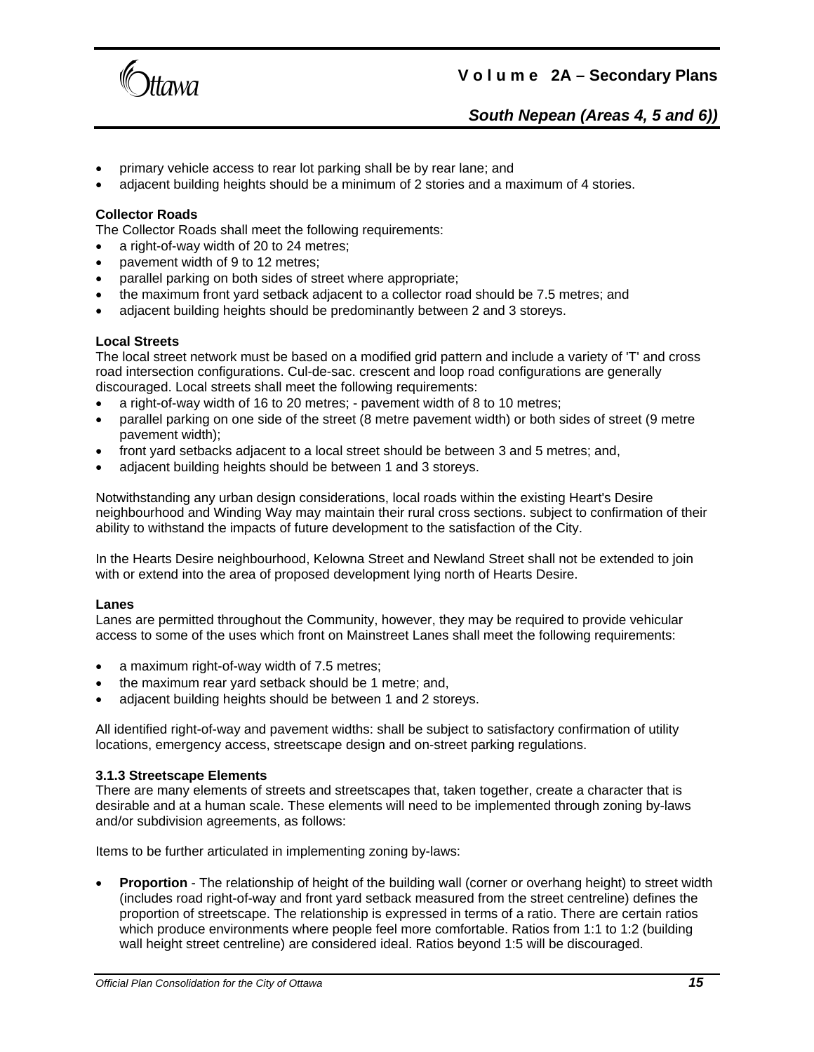- primary vehicle access to rear lot parking shall be by rear lane; and
- adjacent building heights should be a minimum of 2 stories and a maximum of 4 stories.

**Collector Roads**
The Collector Roads shall meet the following requirements:

- a right-of-way width of 20 to 24 metres;
- pavement width of 9 to 12 metres;
- parallel parking on both sides of street where appropriate;
- the maximum front yard setback adjacent to a collector road should be 7.5 metres; and
- adjacent building heights should be predominantly between 2 and 3 storeys.

**Local Streets**
The local street network must be based on a modified grid pattern and include a variety of 'T' and cross road intersection configurations. Cul-de-sac. crescent and loop road configurations are generally discouraged. Local streets shall meet the following requirements:

- a right-of-way width of 16 to 20 metres; - pavement width of 8 to 10 metres;
- parallel parking on one side of the street (8 metre pavement width) or both sides of street (9 metre pavement width);
- front yard setbacks adjacent to a local street should be between 3 and 5 metres; and,
- adjacent building heights should be between 1 and 3 storeys.

Notwithstanding any urban design considerations, local roads within the existing Heart's Desire neighbourhood and Winding Way may maintain their rural cross sections. subject to confirmation of their ability to withstand the impacts of future development to the satisfaction of the City.

In the Hearts Desire neighbourhood, Kelowna Street and Newland Street shall not be extended to join with or extend into the area of proposed development lying north of Hearts Desire.

**Lanes**
Lanes are permitted throughout the Community, however, they may be required to provide vehicular access to some of the uses which front on Mainstreet Lanes shall meet the following requirements:

- a maximum right-of-way width of 7.5 metres;
- the maximum rear yard setback should be 1 metre; and,
- adjacent building heights should be between 1 and 2 storeys.

All identified right-of-way and pavement widths: shall be subject to satisfactory confirmation of utility locations, emergency access, streetscape design and on-street parking regulations.

**3.1.3 Streetscape Elements**
There are many elements of streets and streetscapes that, taken together, create a character that is desirable and at a human scale. These elements will need to be implemented through zoning by-laws and/or subdivision agreements, as follows:

Items to be further articulated in implementing zoning by-laws:

- **Proportion** - The relationship of height of the building wall (corner or overhang height) to street width (includes road right-of-way and front yard setback measured from the street centreline) defines the proportion of streetscape. The relationship is expressed in terms of a ratio. There are certain ratios which produce environments where people feel more comfortable. Ratios from 1:1 to 1:2 (building wall height street centreline) are considered ideal. Ratios beyond 1:5 will be discouraged.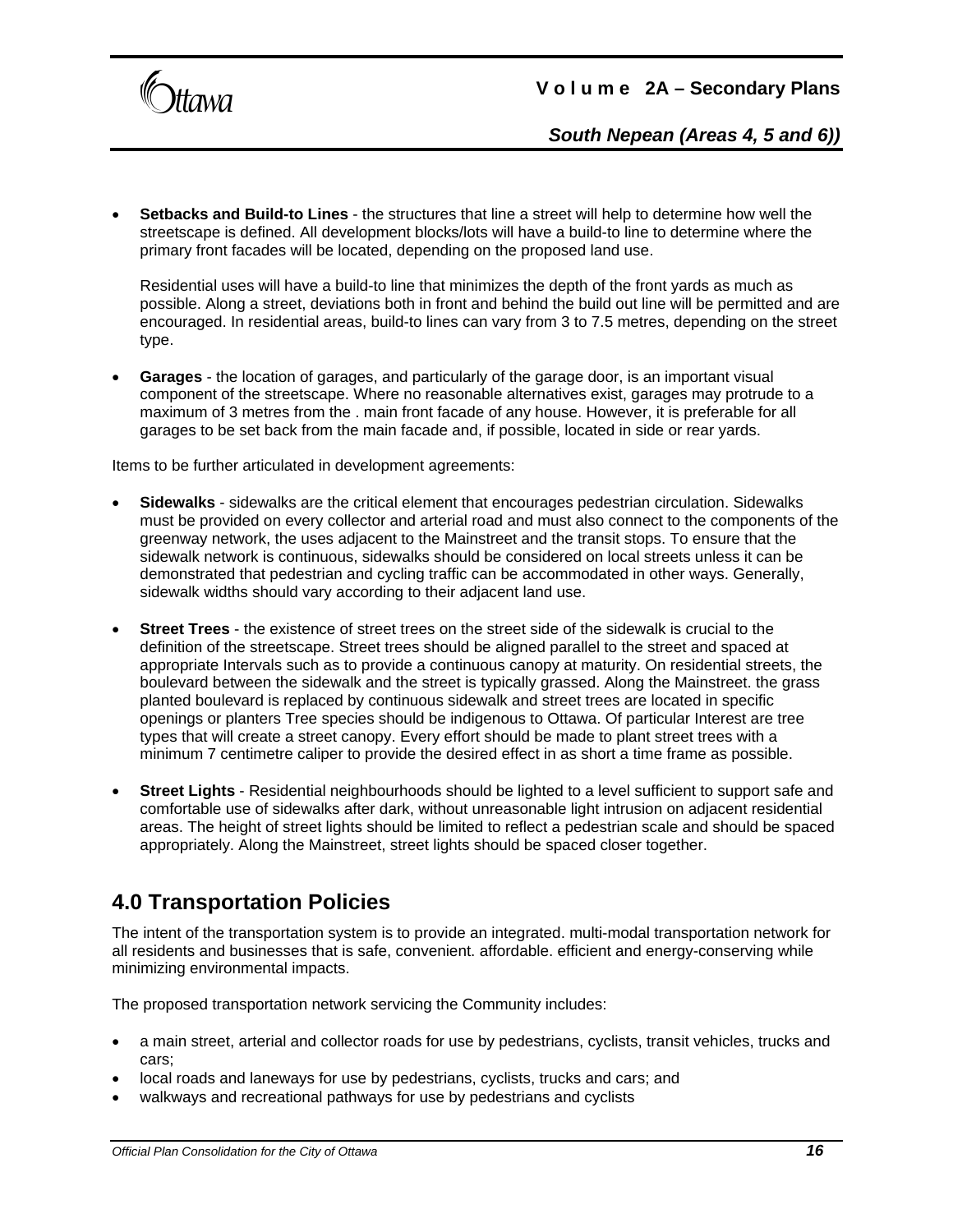- **Setbacks and Build-to Lines** - the structures that line a street will help to determine how well the streetscape is defined. All development blocks/lots will have a build-to line to determine where the primary front facades will be located, depending on the proposed land use.

  Residential uses will have a build-to line that minimizes the depth of the front yards as much as possible. Along a street, deviations both in front and behind the build out line will be permitted and are encouraged. In residential areas, build-to lines can vary from 3 to 7.5 metres, depending on the street type.

- **Garages** - the location of garages, and particularly of the garage door, is an important visual component of the streetscape. Where no reasonable alternatives exist, garages may protrude to a maximum of 3 metres from the . main front facade of any house. However, it is preferable for all garages to be set back from the main facade and, if possible, located in side or rear yards.

Items to be further articulated in development agreements:

- **Sidewalks** - sidewalks are the critical element that encourages pedestrian circulation. Sidewalks must be provided on every collector and arterial road and must also connect to the components of the greenway network, the uses adjacent to the Mainstreet and the transit stops. To ensure that the sidewalk network is continuous, sidewalks should be considered on local streets unless it can be demonstrated that pedestrian and cycling traffic can be accommodated in other ways. Generally, sidewalk widths should vary according to their adjacent land use.

- **Street Trees** - the existence of street trees on the street side of the sidewalk is crucial to the definition of the streetscape. Street trees should be aligned parallel to the street and spaced at appropriate Intervals such as to provide a continuous canopy at maturity. On residential streets, the boulevard between the sidewalk and the street is typically grassed. Along the Mainstreet. the grass planted boulevard is replaced by continuous sidewalk and street trees are located in specific openings or planters Tree species should be indigenous to Ottawa. Of particular Interest are tree types that will create a street canopy. Every effort should be made to plant street trees with a minimum 7 centimetre caliper to provide the desired effect in as short a time frame as possible.

- **Street Lights** - Residential neighbourhoods should be lighted to a level sufficient to support safe and comfortable use of sidewalks after dark, without unreasonable light intrusion on adjacent residential areas. The height of street lights should be limited to reflect a pedestrian scale and should be spaced appropriately. Along the Mainstreet, street lights should be spaced closer together.

## 4.0 Transportation Policies

The intent of the transportation system is to provide an integrated. multi-modal transportation network for all residents and businesses that is safe, convenient. affordable. efficient and energy-conserving while minimizing environmental impacts.

The proposed transportation network servicing the Community includes:

- a main street, arterial and collector roads for use by pedestrians, cyclists, transit vehicles, trucks and cars;
- local roads and laneways for use by pedestrians, cyclists, trucks and cars; and
- walkways and recreational pathways for use by pedestrians and cyclists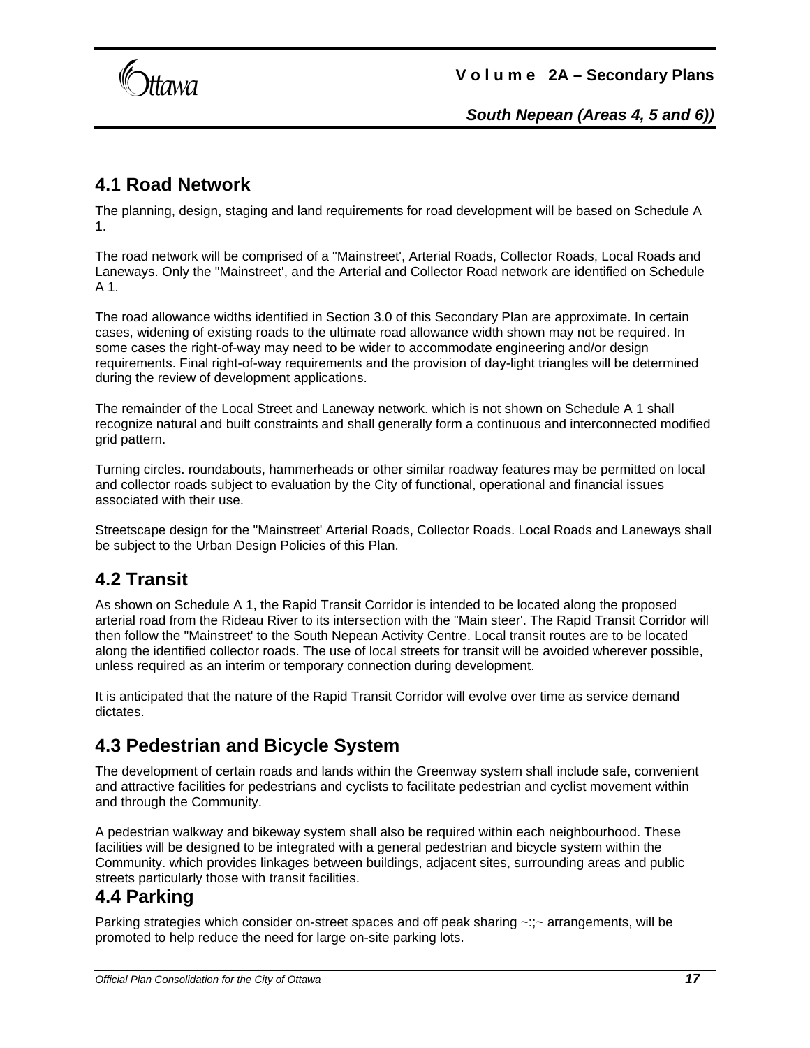## 4.1 Road Network

The planning, design, staging and land requirements for road development will be based on Schedule A 1.

The road network will be comprised of a "Mainstreet', Arterial Roads, Collector Roads, Local Roads and Laneways. Only the "Mainstreet', and the Arterial and Collector Road network are identified on Schedule A 1.

The road allowance widths identified in Section 3.0 of this Secondary Plan are approximate. In certain cases, widening of existing roads to the ultimate road allowance width shown may not be required. In some cases the right-of-way may need to be wider to accommodate engineering and/or design requirements. Final right-of-way requirements and the provision of day-light triangles will be determined during the review of development applications.

The remainder of the Local Street and Laneway network. which is not shown on Schedule A 1 shall recognize natural and built constraints and shall generally form a continuous and interconnected modified grid pattern.

Turning circles. roundabouts, hammerheads or other similar roadway features may be permitted on local and collector roads subject to evaluation by the City of functional, operational and financial issues associated with their use.

Streetscape design for the "Mainstreet' Arterial Roads, Collector Roads. Local Roads and Laneways shall be subject to the Urban Design Policies of this Plan.

## 4.2 Transit

As shown on Schedule A 1, the Rapid Transit Corridor is intended to be located along the proposed arterial road from the Rideau River to its intersection with the "Main steer'. The Rapid Transit Corridor will then follow the "Mainstreet' to the South Nepean Activity Centre. Local transit routes are to be located along the identified collector roads. The use of local streets for transit will be avoided wherever possible, unless required as an interim or temporary connection during development.

It is anticipated that the nature of the Rapid Transit Corridor will evolve over time as service demand dictates.

## 4.3 Pedestrian and Bicycle System

The development of certain roads and lands within the Greenway system shall include safe, convenient and attractive facilities for pedestrians and cyclists to facilitate pedestrian and cyclist movement within and through the Community.

A pedestrian walkway and bikeway system shall also be required within each neighbourhood. These facilities will be designed to be integrated with a general pedestrian and bicycle system within the Community. which provides linkages between buildings, adjacent sites, surrounding areas and public streets particularly those with transit facilities.

## 4.4 Parking

Parking strategies which consider on-street spaces and off peak sharing ~:;~ arrangements, will be promoted to help reduce the need for large on-site parking lots.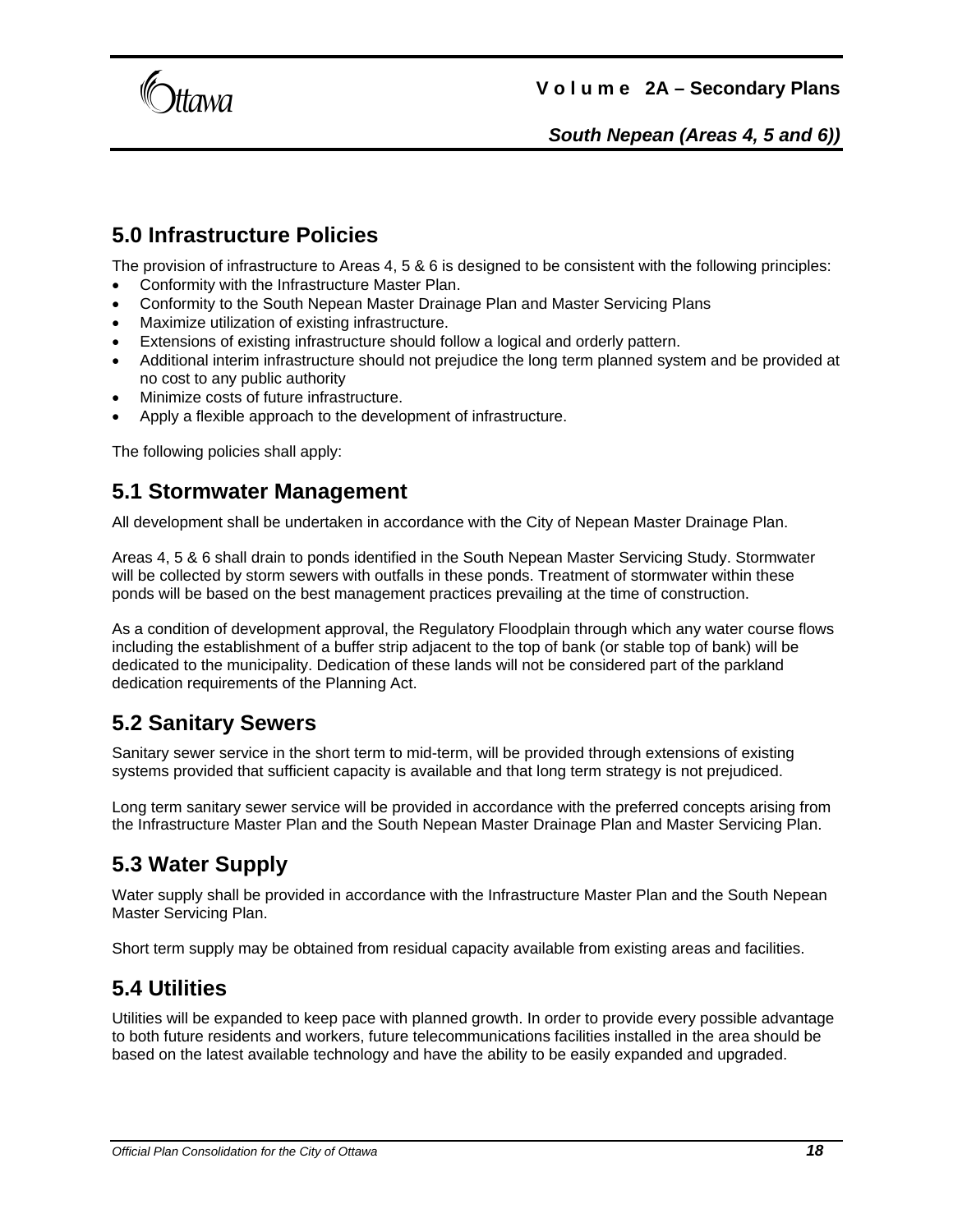## 5.0 Infrastructure Policies

The provision of infrastructure to Areas 4, 5 & 6 is designed to be consistent with the following principles:

- Conformity with the Infrastructure Master Plan.
- Conformity to the South Nepean Master Drainage Plan and Master Servicing Plans
- Maximize utilization of existing infrastructure.
- Extensions of existing infrastructure should follow a logical and orderly pattern.
- Additional interim infrastructure should not prejudice the long term planned system and be provided at no cost to any public authority
- Minimize costs of future infrastructure.
- Apply a flexible approach to the development of infrastructure.

The following policies shall apply:

## 5.1 Stormwater Management

All development shall be undertaken in accordance with the City of Nepean Master Drainage Plan.

Areas 4, 5 & 6 shall drain to ponds identified in the South Nepean Master Servicing Study. Stormwater will be collected by storm sewers with outfalls in these ponds. Treatment of stormwater within these ponds will be based on the best management practices prevailing at the time of construction.

As a condition of development approval, the Regulatory Floodplain through which any water course flows including the establishment of a buffer strip adjacent to the top of bank (or stable top of bank) will be dedicated to the municipality. Dedication of these lands will not be considered part of the parkland dedication requirements of the Planning Act.

## 5.2 Sanitary Sewers

Sanitary sewer service in the short term to mid-term, will be provided through extensions of existing systems provided that sufficient capacity is available and that long term strategy is not prejudiced.

Long term sanitary sewer service will be provided in accordance with the preferred concepts arising from the Infrastructure Master Plan and the South Nepean Master Drainage Plan and Master Servicing Plan.

## 5.3 Water Supply

Water supply shall be provided in accordance with the Infrastructure Master Plan and the South Nepean Master Servicing Plan.

Short term supply may be obtained from residual capacity available from existing areas and facilities.

## 5.4 Utilities

Utilities will be expanded to keep pace with planned growth. In order to provide every possible advantage to both future residents and workers, future telecommunications facilities installed in the area should be based on the latest available technology and have the ability to be easily expanded and upgraded.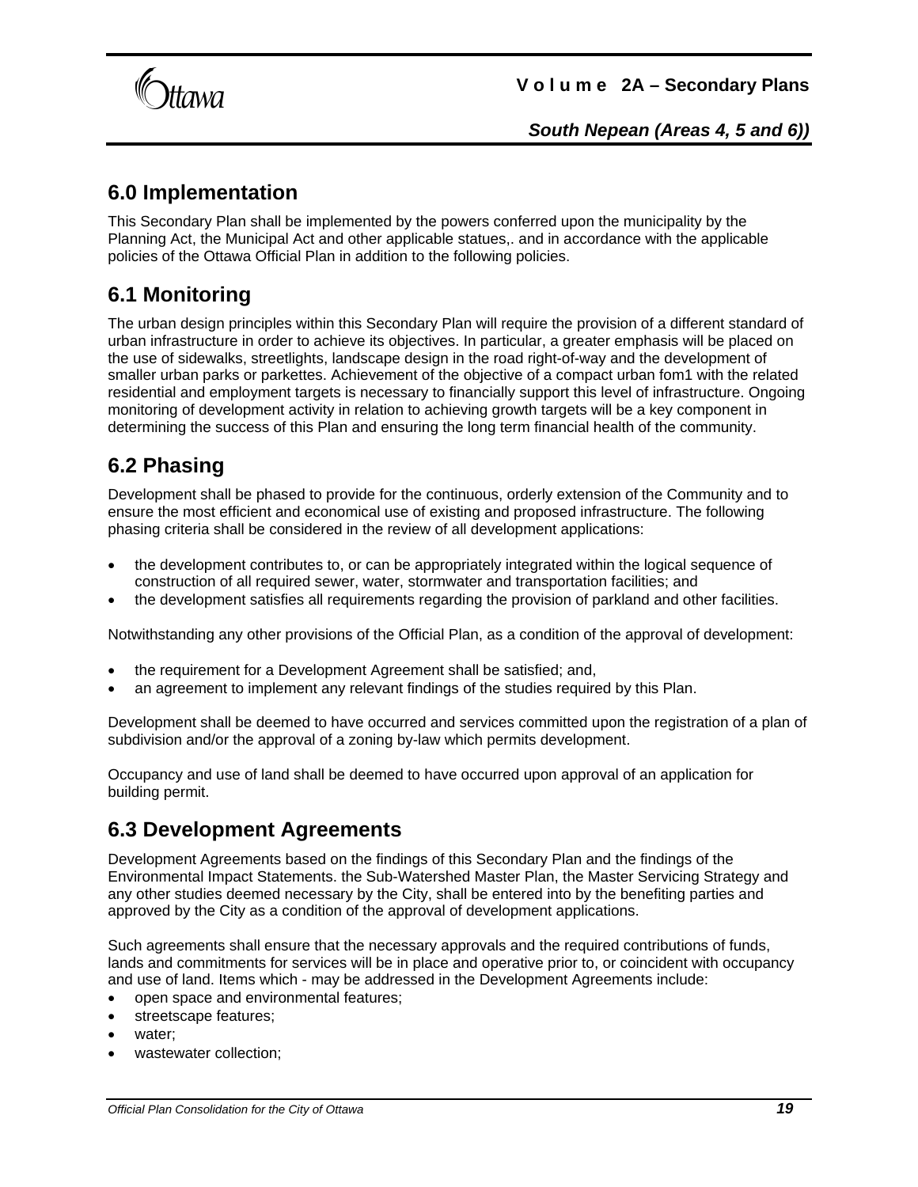## 6.0 Implementation

This Secondary Plan shall be implemented by the powers conferred upon the municipality by the Planning Act, the Municipal Act and other applicable statues,. and in accordance with the applicable policies of the Ottawa Official Plan in addition to the following policies.

## 6.1 Monitoring

The urban design principles within this Secondary Plan will require the provision of a different standard of urban infrastructure in order to achieve its objectives. In particular, a greater emphasis will be placed on the use of sidewalks, streetlights, landscape design in the road right-of-way and the development of smaller urban parks or parkettes. Achievement of the objective of a compact urban fom1 with the related residential and employment targets is necessary to financially support this level of infrastructure. Ongoing monitoring of development activity in relation to achieving growth targets will be a key component in determining the success of this Plan and ensuring the long term financial health of the community.

## 6.2 Phasing

Development shall be phased to provide for the continuous, orderly extension of the Community and to ensure the most efficient and economical use of existing and proposed infrastructure. The following phasing criteria shall be considered in the review of all development applications:

- the development contributes to, or can be appropriately integrated within the logical sequence of construction of all required sewer, water, stormwater and transportation facilities; and
- the development satisfies all requirements regarding the provision of parkland and other facilities.

Notwithstanding any other provisions of the Official Plan, as a condition of the approval of development:

- the requirement for a Development Agreement shall be satisfied; and,
- an agreement to implement any relevant findings of the studies required by this Plan.

Development shall be deemed to have occurred and services committed upon the registration of a plan of subdivision and/or the approval of a zoning by-law which permits development.

Occupancy and use of land shall be deemed to have occurred upon approval of an application for building permit.

## 6.3 Development Agreements

Development Agreements based on the findings of this Secondary Plan and the findings of the Environmental Impact Statements. the Sub-Watershed Master Plan, the Master Servicing Strategy and any other studies deemed necessary by the City, shall be entered into by the benefiting parties and approved by the City as a condition of the approval of development applications.

Such agreements shall ensure that the necessary approvals and the required contributions of funds, lands and commitments for services will be in place and operative prior to, or coincident with occupancy and use of land. Items which - may be addressed in the Development Agreements include:

- open space and environmental features;
- streetscape features;
- water;
- wastewater collection;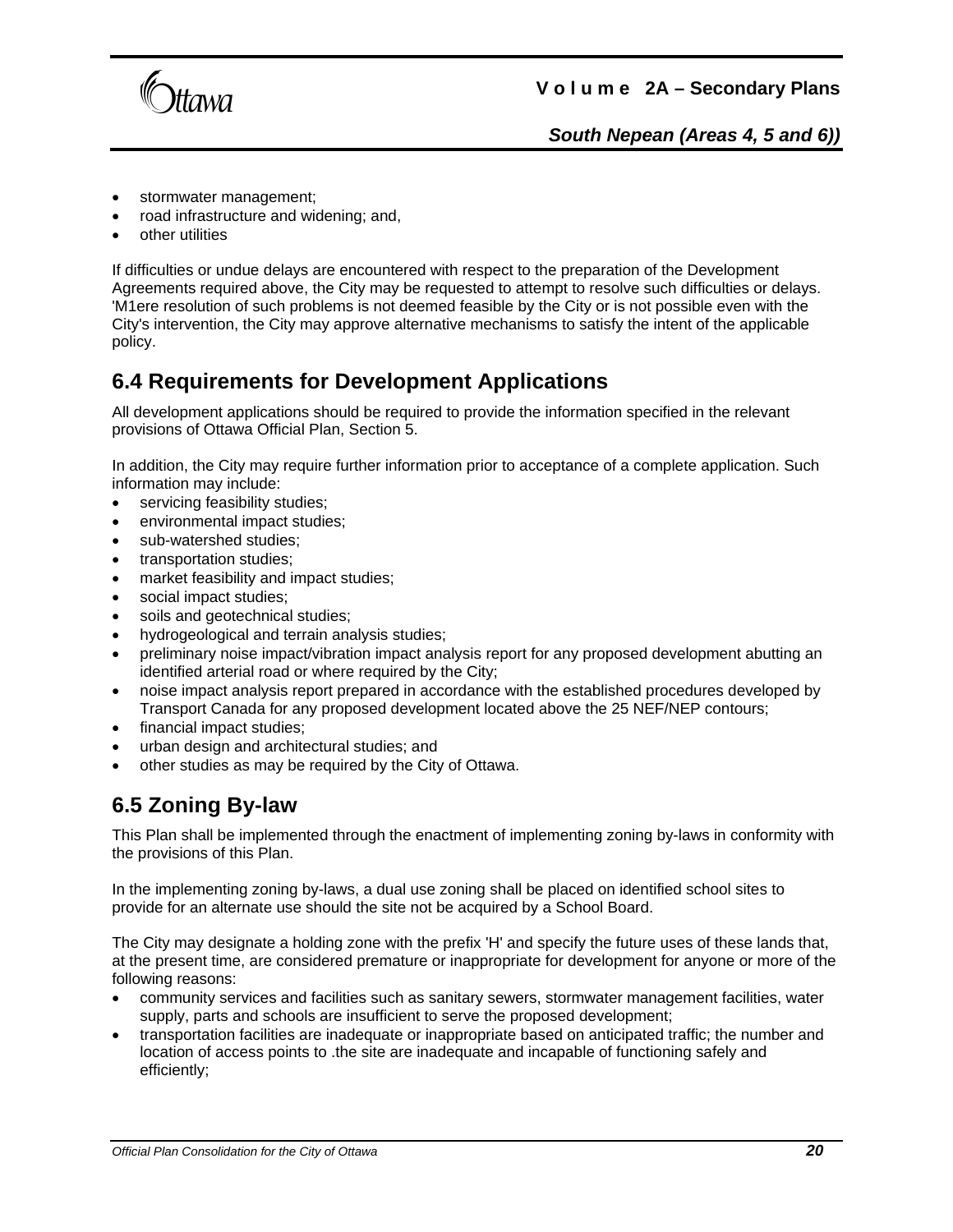- stormwater management;
- road infrastructure and widening; and,
- other utilities

If difficulties or undue delays are encountered with respect to the preparation of the Development Agreements required above, the City may be requested to attempt to resolve such difficulties or delays. 'M1ere resolution of such problems is not deemed feasible by the City or is not possible even with the City's intervention, the City may approve alternative mechanisms to satisfy the intent of the applicable policy.

## 6.4 Requirements for Development Applications

All development applications should be required to provide the information specified in the relevant provisions of Ottawa Official Plan, Section 5.

In addition, the City may require further information prior to acceptance of a complete application. Such information may include:

- servicing feasibility studies;
- environmental impact studies;
- sub-watershed studies;
- transportation studies;
- market feasibility and impact studies;
- social impact studies;
- soils and geotechnical studies;
- hydrogeological and terrain analysis studies;
- preliminary noise impact/vibration impact analysis report for any proposed development abutting an identified arterial road or where required by the City;
- noise impact analysis report prepared in accordance with the established procedures developed by Transport Canada for any proposed development located above the 25 NEF/NEP contours;
- financial impact studies;
- urban design and architectural studies; and
- other studies as may be required by the City of Ottawa.

## 6.5 Zoning By-law

This Plan shall be implemented through the enactment of implementing zoning by-laws in conformity with the provisions of this Plan.

In the implementing zoning by-laws, a dual use zoning shall be placed on identified school sites to provide for an alternate use should the site not be acquired by a School Board.

The City may designate a holding zone with the prefix 'H' and specify the future uses of these lands that, at the present time, are considered premature or inappropriate for development for anyone or more of the following reasons:

- community services and facilities such as sanitary sewers, stormwater management facilities, water supply, parts and schools are insufficient to serve the proposed development;
- transportation facilities are inadequate or inappropriate based on anticipated traffic; the number and location of access points to .the site are inadequate and incapable of functioning safely and efficiently;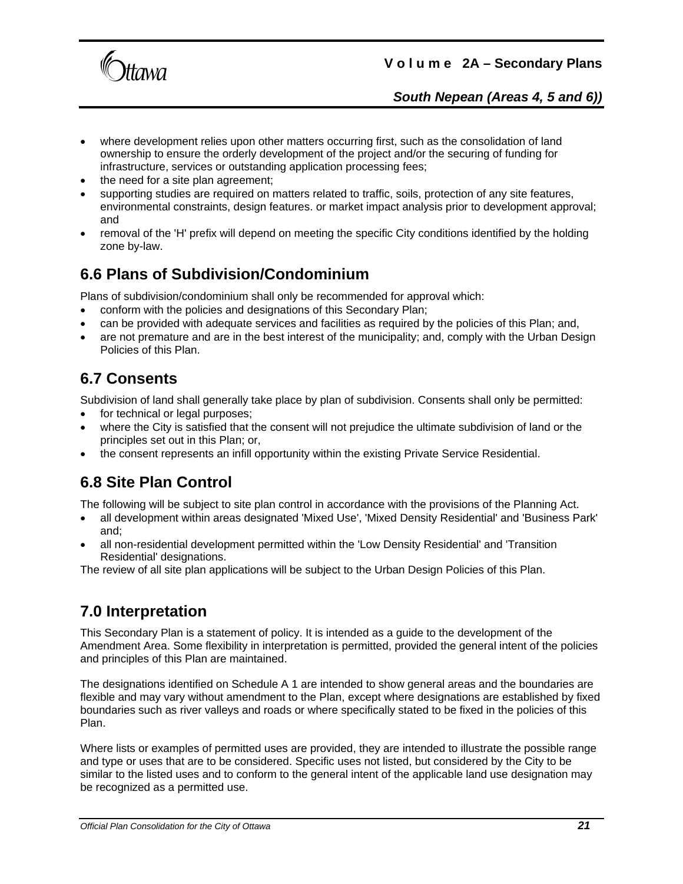- where development relies upon other matters occurring first, such as the consolidation of land ownership to ensure the orderly development of the project and/or the securing of funding for infrastructure, services or outstanding application processing fees;
- the need for a site plan agreement;
- supporting studies are required on matters related to traffic, soils, protection of any site features, environmental constraints, design features. or market impact analysis prior to development approval; and
- removal of the 'H' prefix will depend on meeting the specific City conditions identified by the holding zone by-law.

## 6.6 Plans of Subdivision/Condominium

Plans of subdivision/condominium shall only be recommended for approval which:

- conform with the policies and designations of this Secondary Plan;
- can be provided with adequate services and facilities as required by the policies of this Plan; and,
- are not premature and are in the best interest of the municipality; and, comply with the Urban Design Policies of this Plan.

## 6.7 Consents

Subdivision of land shall generally take place by plan of subdivision. Consents shall only be permitted:

- for technical or legal purposes;
- where the City is satisfied that the consent will not prejudice the ultimate subdivision of land or the principles set out in this Plan; or,
- the consent represents an infill opportunity within the existing Private Service Residential.

## 6.8 Site Plan Control

The following will be subject to site plan control in accordance with the provisions of the Planning Act.

- all development within areas designated 'Mixed Use', 'Mixed Density Residential' and 'Business Park' and;
- all non-residential development permitted within the 'Low Density Residential' and 'Transition Residential' designations.

The review of all site plan applications will be subject to the Urban Design Policies of this Plan.

## 7.0 Interpretation

This Secondary Plan is a statement of policy. It is intended as a guide to the development of the Amendment Area. Some flexibility in interpretation is permitted, provided the general intent of the policies and principles of this Plan are maintained.

The designations identified on Schedule A 1 are intended to show general areas and the boundaries are flexible and may vary without amendment to the Plan, except where designations are established by fixed boundaries such as river valleys and roads or where specifically stated to be fixed in the policies of this Plan.

Where lists or examples of permitted uses are provided, they are intended to illustrate the possible range and type or uses that are to be considered. Specific uses not listed, but considered by the City to be similar to the listed uses and to conform to the general intent of the applicable land use designation may be recognized as a permitted use.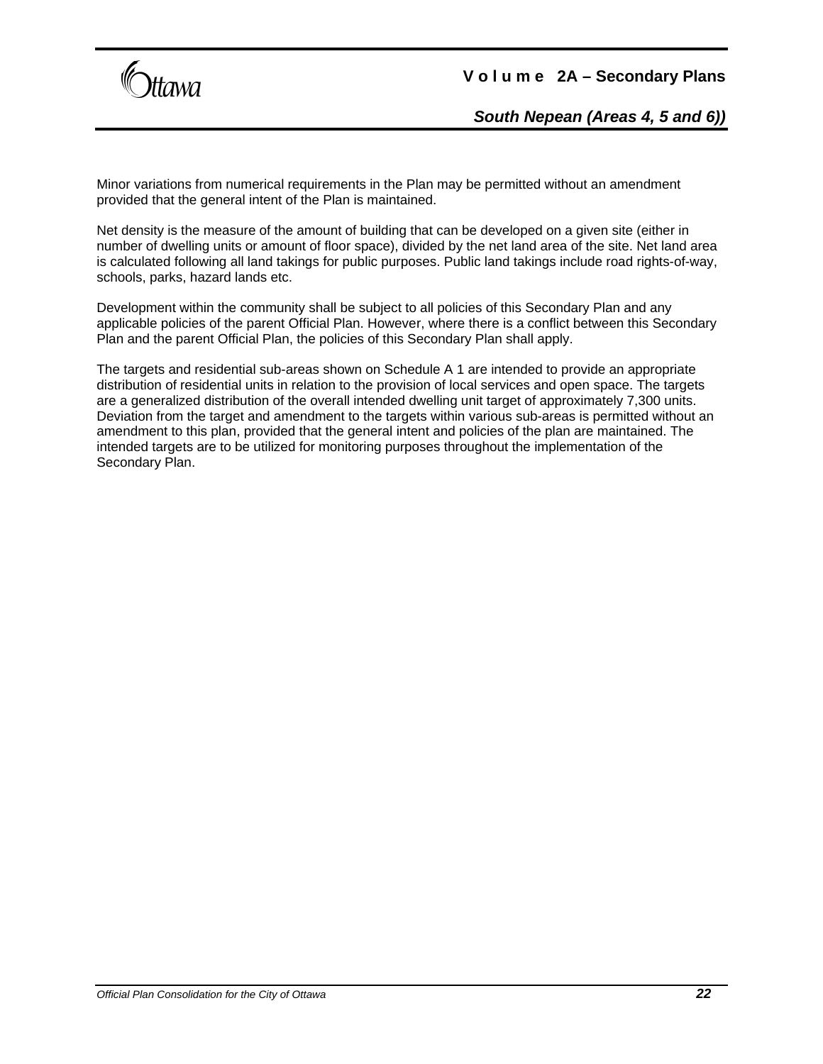Minor variations from numerical requirements in the Plan may be permitted without an amendment provided that the general intent of the Plan is maintained.

Net density is the measure of the amount of building that can be developed on a given site (either in number of dwelling units or amount of floor space), divided by the net land area of the site. Net land area is calculated following all land takings for public purposes. Public land takings include road rights-of-way, schools, parks, hazard lands etc.

Development within the community shall be subject to all policies of this Secondary Plan and any applicable policies of the parent Official Plan. However, where there is a conflict between this Secondary Plan and the parent Official Plan, the policies of this Secondary Plan shall apply.

The targets and residential sub-areas shown on Schedule A 1 are intended to provide an appropriate distribution of residential units in relation to the provision of local services and open space. The targets are a generalized distribution of the overall intended dwelling unit target of approximately 7,300 units. Deviation from the target and amendment to the targets within various sub-areas is permitted without an amendment to this plan, provided that the general intent and policies of the plan are maintained. The intended targets are to be utilized for monitoring purposes throughout the implementation of the Secondary Plan.